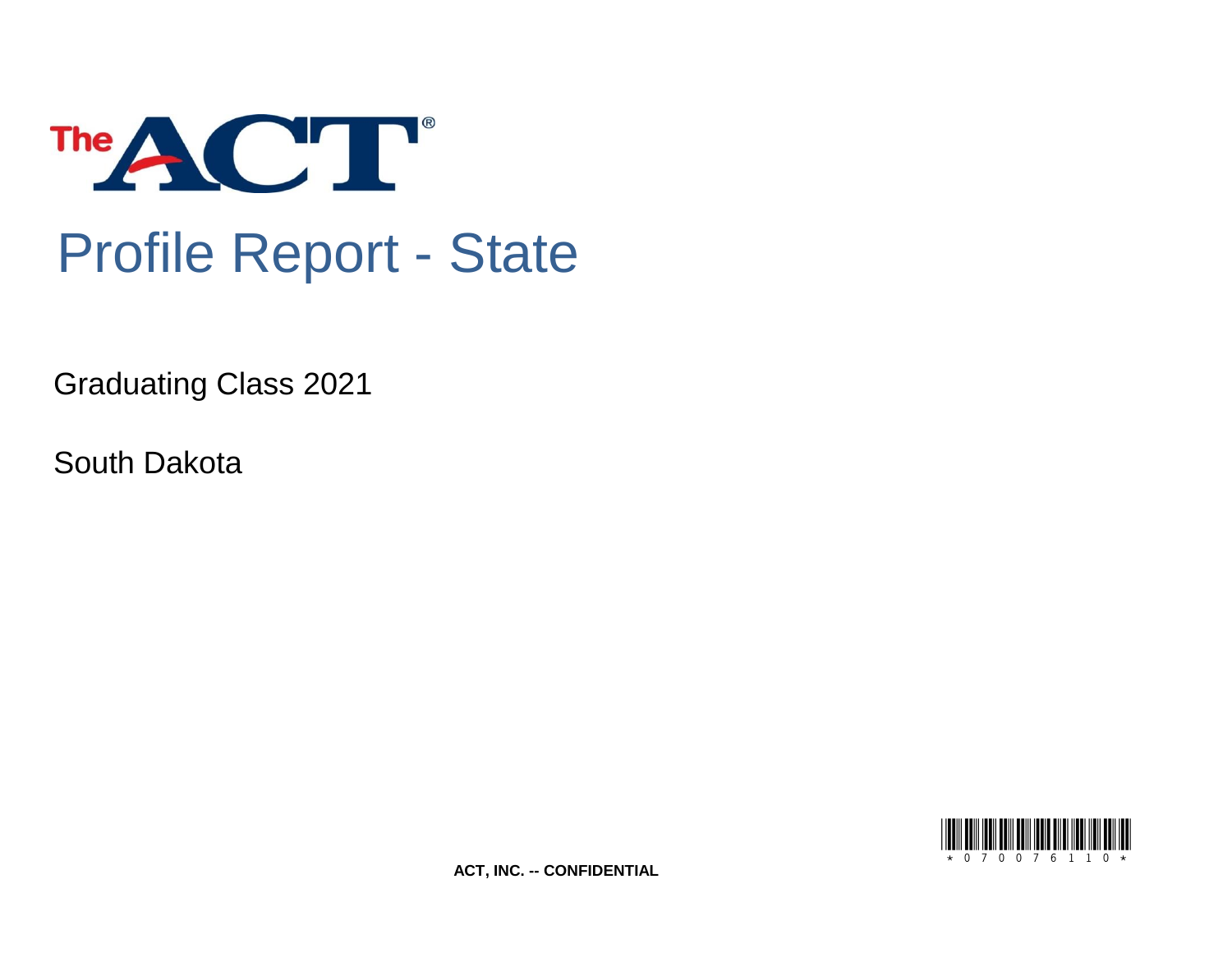The ACT®

# Profile Report - State

Graduating Class 2021

South Dakota

*0700761 10*

**ACT, INC. -- CONFIDENTIAL**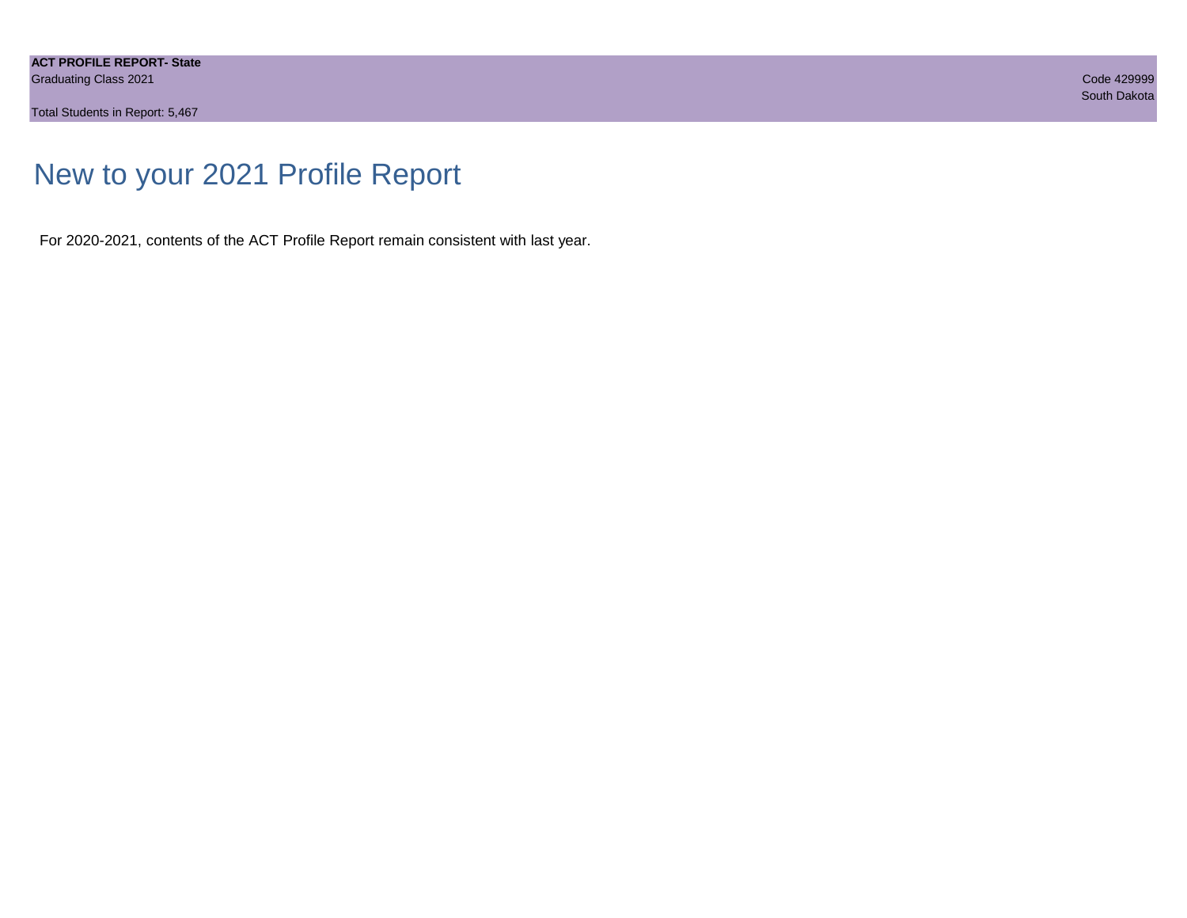# New to your 2021 Profile Report

For 2020-2021, contents of the ACT Profile Report remain consistent with last year.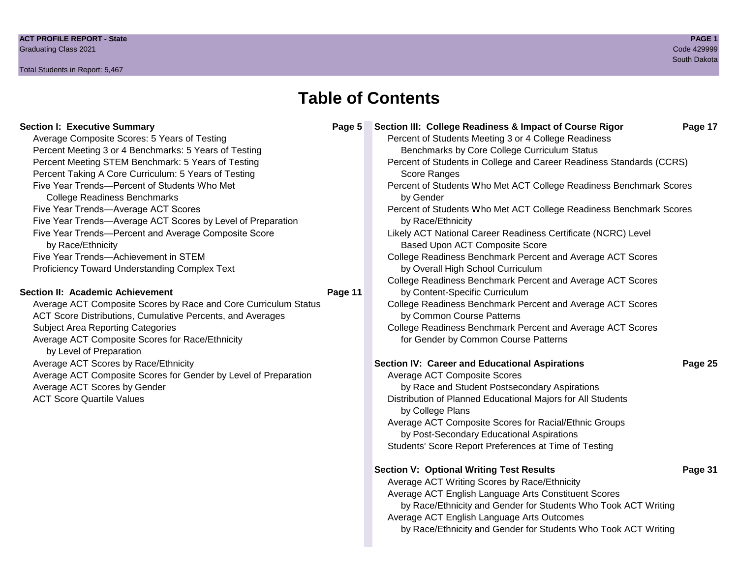# Table of Contents

**Section I: Executive Summary** — Page 5

- Average Composite Scores: 5 Years of Testing
- Percent Meeting 3 or 4 Benchmarks: 5 Years of Testing
- Percent Meeting STEM Benchmark: 5 Years of Testing
- Percent Taking A Core Curriculum: 5 Years of Testing
- Five Year Trends—Percent of Students Who Met College Readiness Benchmarks
- Five Year Trends—Average ACT Scores
- Five Year Trends—Average ACT Scores by Level of Preparation
- Five Year Trends—Percent and Average Composite Score by Race/Ethnicity
- Five Year Trends—Achievement in STEM
- Proficiency Toward Understanding Complex Text

**Section II: Academic Achievement** — Page 11

- Average ACT Composite Scores by Race and Core Curriculum Status
- ACT Score Distributions, Cumulative Percents, and Averages
- Subject Area Reporting Categories
- Average ACT Composite Scores for Race/Ethnicity by Level of Preparation
- Average ACT Scores by Race/Ethnicity
- Average ACT Composite Scores for Gender by Level of Preparation
- Average ACT Scores by Gender
- ACT Score Quartile Values

**Section III: College Readiness & Impact of Course Rigor** — Page 17

- Percent of Students Meeting 3 or 4 College Readiness Benchmarks by Core College Curriculum Status
- Percent of Students in College and Career Readiness Standards (CCRS) Score Ranges
- Percent of Students Who Met ACT College Readiness Benchmark Scores by Gender
- Percent of Students Who Met ACT College Readiness Benchmark Scores by Race/Ethnicity
- Likely ACT National Career Readiness Certificate (NCRC) Level Based Upon ACT Composite Score
- College Readiness Benchmark Percent and Average ACT Scores by Overall High School Curriculum
- College Readiness Benchmark Percent and Average ACT Scores by Content-Specific Curriculum
- College Readiness Benchmark Percent and Average ACT Scores by Common Course Patterns
- College Readiness Benchmark Percent and Average ACT Scores for Gender by Common Course Patterns

**Section IV: Career and Educational Aspirations** — Page 25

- Average ACT Composite Scores by Race and Student Postsecondary Aspirations
- Distribution of Planned Educational Majors for All Students by College Plans
- Average ACT Composite Scores for Racial/Ethnic Groups by Post-Secondary Educational Aspirations
- Students' Score Report Preferences at Time of Testing

**Section V: Optional Writing Test Results** — Page 31

- Average ACT Writing Scores by Race/Ethnicity
- Average ACT English Language Arts Constituent Scores by Race/Ethnicity and Gender for Students Who Took ACT Writing
- Average ACT English Language Arts Outcomes by Race/Ethnicity and Gender for Students Who Took ACT Writing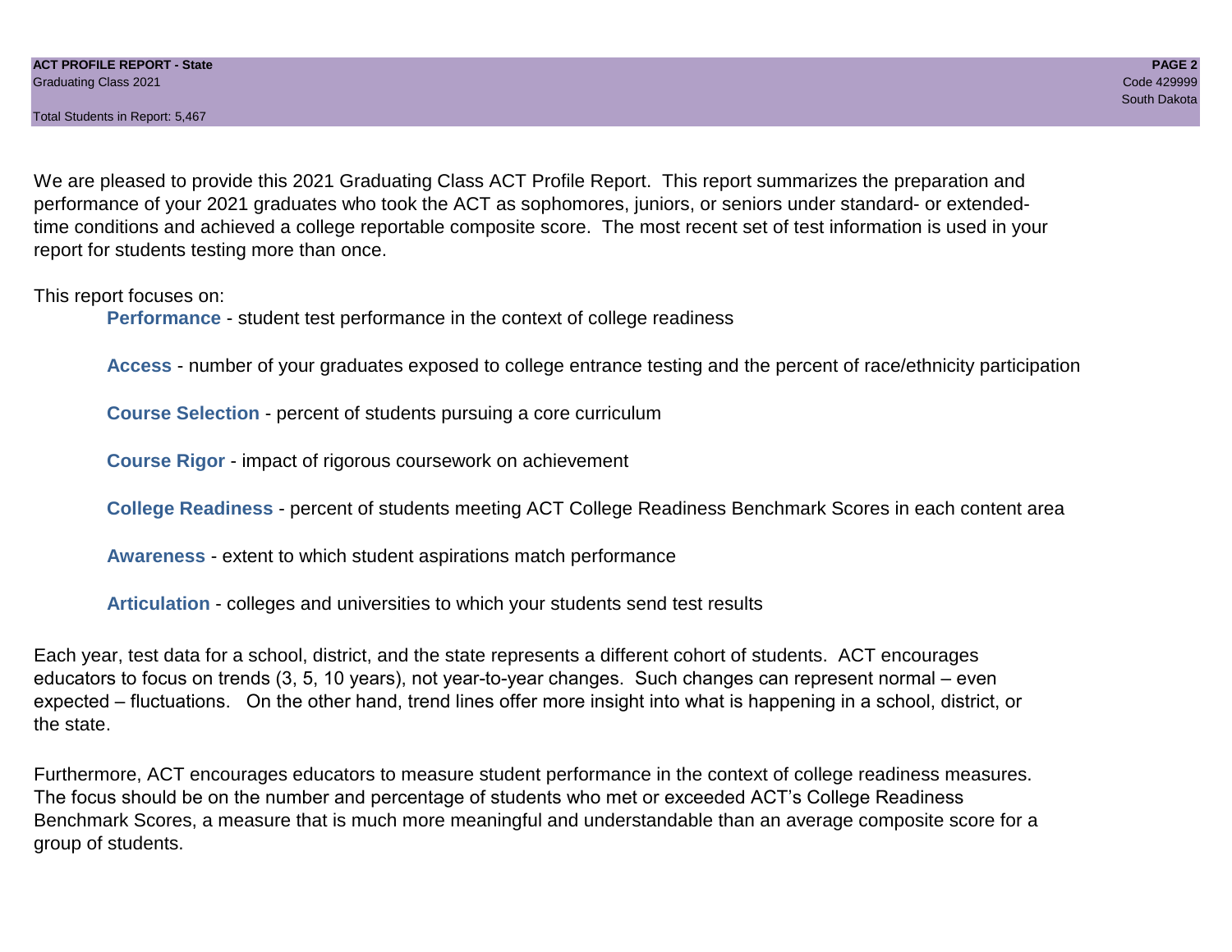We are pleased to provide this 2021 Graduating Class ACT Profile Report. This report summarizes the preparation and performance of your 2021 graduates who took the ACT as sophomores, juniors, or seniors under standard- or extended-time conditions and achieved a college reportable composite score. The most recent set of test information is used in your report for students testing more than once.

This report focuses on:

- **Performance** - student test performance in the context of college readiness
- **Access** - number of your graduates exposed to college entrance testing and the percent of race/ethnicity participation
- **Course Selection** - percent of students pursuing a core curriculum
- **Course Rigor** - impact of rigorous coursework on achievement
- **College Readiness** - percent of students meeting ACT College Readiness Benchmark Scores in each content area
- **Awareness** - extent to which student aspirations match performance
- **Articulation** - colleges and universities to which your students send test results

Each year, test data for a school, district, and the state represents a different cohort of students. ACT encourages educators to focus on trends (3, 5, 10 years), not year-to-year changes. Such changes can represent normal – even expected – fluctuations. On the other hand, trend lines offer more insight into what is happening in a school, district, or the state.

Furthermore, ACT encourages educators to measure student performance in the context of college readiness measures. The focus should be on the number and percentage of students who met or exceeded ACT's College Readiness Benchmark Scores, a measure that is much more meaningful and understandable than an average composite score for a group of students.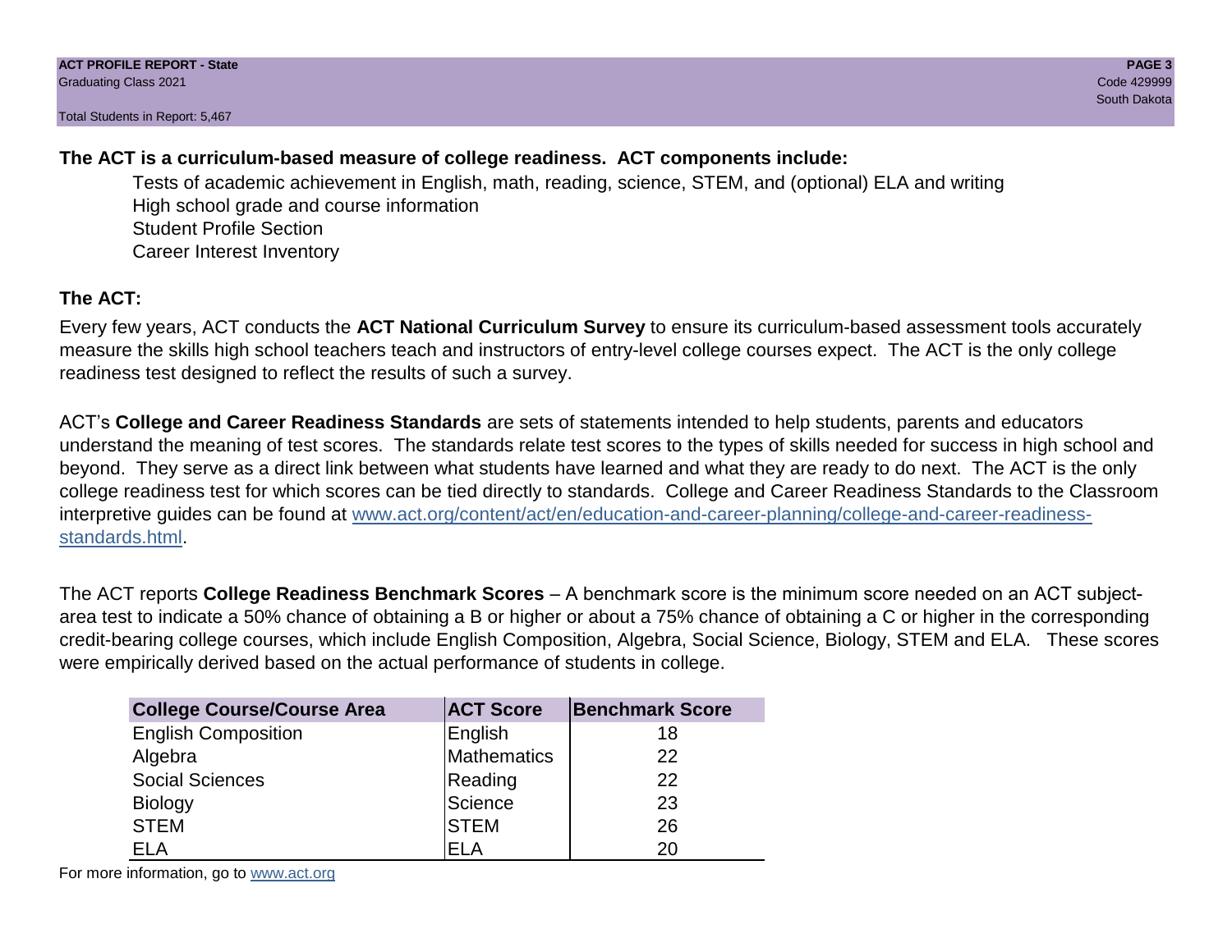**The ACT is a curriculum-based measure of college readiness. ACT components include:**

- Tests of academic achievement in English, math, reading, science, STEM, and (optional) ELA and writing
- High school grade and course information
- Student Profile Section
- Career Interest Inventory

## The ACT:

Every few years, ACT conducts the **ACT National Curriculum Survey** to ensure its curriculum-based assessment tools accurately measure the skills high school teachers teach and instructors of entry-level college courses expect. The ACT is the only college readiness test designed to reflect the results of such a survey.

ACT's **College and Career Readiness Standards** are sets of statements intended to help students, parents and educators understand the meaning of test scores. The standards relate test scores to the types of skills needed for success in high school and beyond. They serve as a direct link between what students have learned and what they are ready to do next. The ACT is the only college readiness test for which scores can be tied directly to standards. College and Career Readiness Standards to the Classroom interpretive guides can be found at www.act.org/content/act/en/education-and-career-planning/college-and-career-readiness-standards.html.

The ACT reports **College Readiness Benchmark Scores** – A benchmark score is the minimum score needed on an ACT subject-area test to indicate a 50% chance of obtaining a B or higher or about a 75% chance of obtaining a C or higher in the corresponding credit-bearing college courses, which include English Composition, Algebra, Social Science, Biology, STEM and ELA. These scores were empirically derived based on the actual performance of students in college.

| College Course/Course Area | ACT Score | Benchmark Score |
|---|---|---|
| English Composition | English | 18 |
| Algebra | Mathematics | 22 |
| Social Sciences | Reading | 22 |
| Biology | Science | 23 |
| STEM | STEM | 26 |
| ELA | ELA | 20 |

For more information, go to www.act.org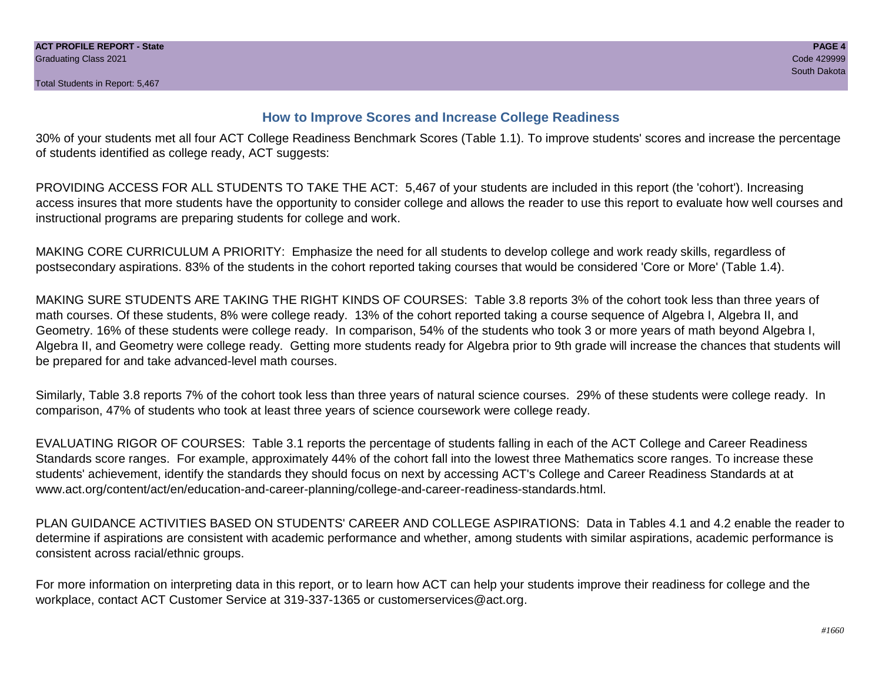## How to Improve Scores and Increase College Readiness

30% of your students met all four ACT College Readiness Benchmark Scores (Table 1.1). To improve students' scores and increase the percentage of students identified as college ready, ACT suggests:

PROVIDING ACCESS FOR ALL STUDENTS TO TAKE THE ACT: 5,467 of your students are included in this report (the 'cohort'). Increasing access insures that more students have the opportunity to consider college and allows the reader to use this report to evaluate how well courses and instructional programs are preparing students for college and work.

MAKING CORE CURRICULUM A PRIORITY: Emphasize the need for all students to develop college and work ready skills, regardless of postsecondary aspirations. 83% of the students in the cohort reported taking courses that would be considered 'Core or More' (Table 1.4).

MAKING SURE STUDENTS ARE TAKING THE RIGHT KINDS OF COURSES: Table 3.8 reports 3% of the cohort took less than three years of math courses. Of these students, 8% were college ready. 13% of the cohort reported taking a course sequence of Algebra I, Algebra II, and Geometry. 16% of these students were college ready. In comparison, 54% of the students who took 3 or more years of math beyond Algebra I, Algebra II, and Geometry were college ready. Getting more students ready for Algebra prior to 9th grade will increase the chances that students will be prepared for and take advanced-level math courses.

Similarly, Table 3.8 reports 7% of the cohort took less than three years of natural science courses. 29% of these students were college ready. In comparison, 47% of students who took at least three years of science coursework were college ready.

EVALUATING RIGOR OF COURSES: Table 3.1 reports the percentage of students falling in each of the ACT College and Career Readiness Standards score ranges. For example, approximately 44% of the cohort fall into the lowest three Mathematics score ranges. To increase these students' achievement, identify the standards they should focus on next by accessing ACT's College and Career Readiness Standards at at www.act.org/content/act/en/education-and-career-planning/college-and-career-readiness-standards.html.

PLAN GUIDANCE ACTIVITIES BASED ON STUDENTS' CAREER AND COLLEGE ASPIRATIONS: Data in Tables 4.1 and 4.2 enable the reader to determine if aspirations are consistent with academic performance and whether, among students with similar aspirations, academic performance is consistent across racial/ethnic groups.

For more information on interpreting data in this report, or to learn how ACT can help your students improve their readiness for college and the workplace, contact ACT Customer Service at 319-337-1365 or customerservices@act.org.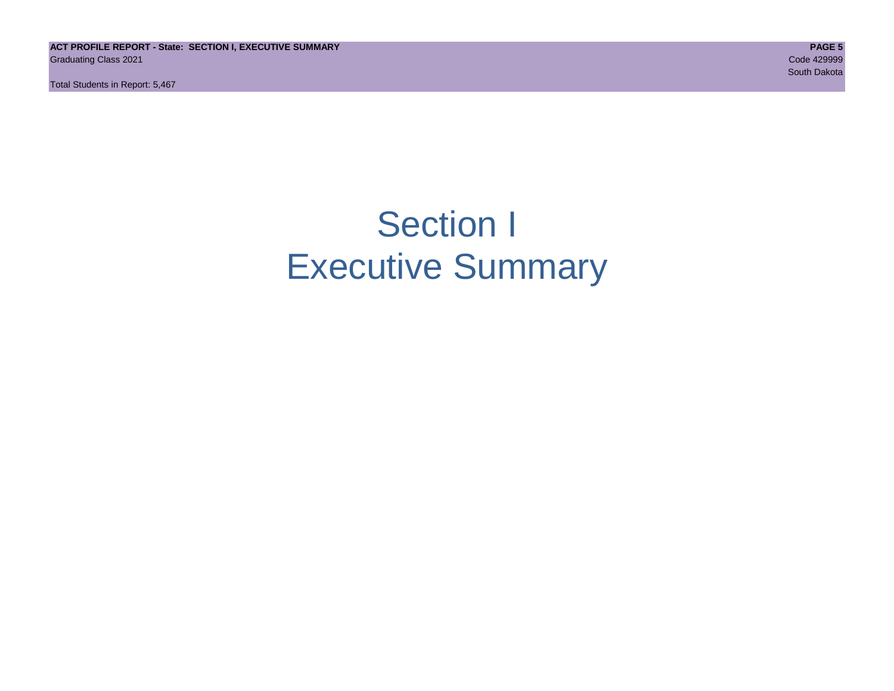# Section I
# Executive Summary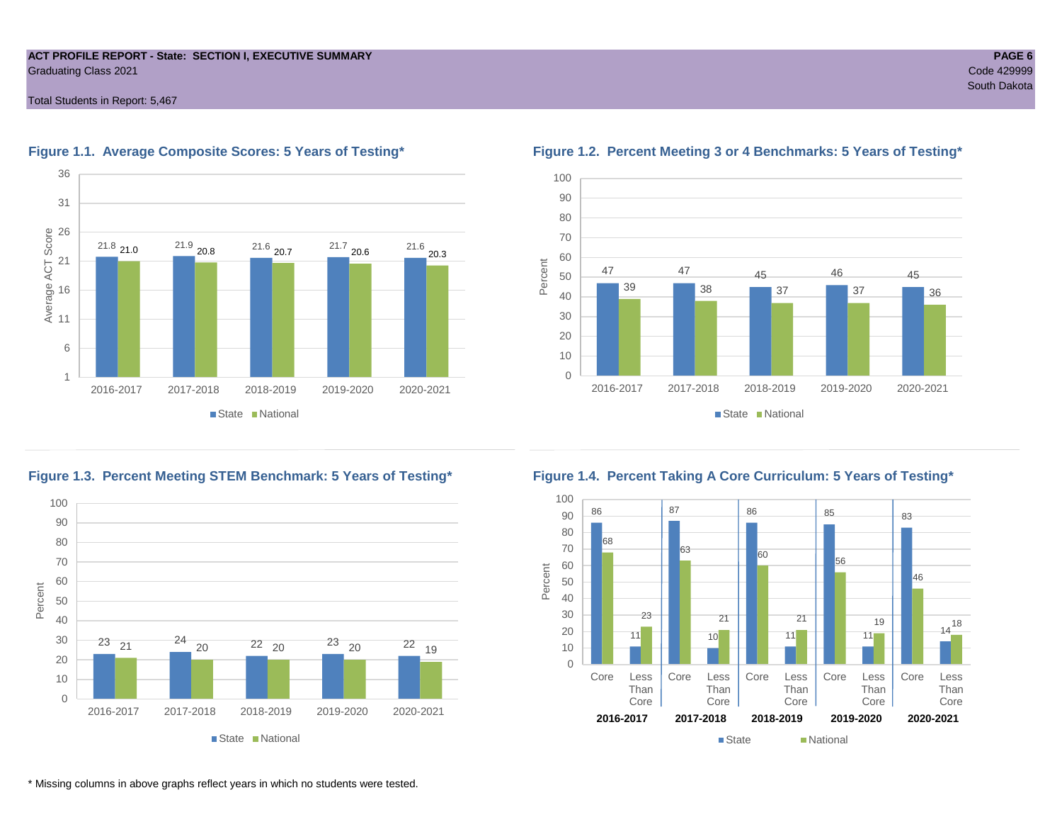**ACT PROFILE REPORT - State: SECTION I, EXECUTIVE SUMMARY**
Graduating Class 2021

Total Students in Report: 5,467

Code 429999
South Dakota

### Figure 1.1. Average Composite Scores: 5 Years of Testing*

| | 2016-2017 | 2017-2018 | 2018-2019 | 2019-2020 | 2020-2021 |
|---|---|---|---|---|---|
| State | 21.8 | 21.9 | 21.6 | 21.7 | 21.6 |
| National | 21.0 | 20.8 | 20.7 | 20.6 | 20.3 |

### Figure 1.2. Percent Meeting 3 or 4 Benchmarks: 5 Years of Testing*

| | 2016-2017 | 2017-2018 | 2018-2019 | 2019-2020 | 2020-2021 |
|---|---|---|---|---|---|
| State | 47 | 47 | 45 | 46 | 45 |
| National | 39 | 38 | 37 | 37 | 36 |

### Figure 1.3. Percent Meeting STEM Benchmark: 5 Years of Testing*

| | 2016-2017 | 2017-2018 | 2018-2019 | 2019-2020 | 2020-2021 |
|---|---|---|---|---|---|
| State | 23 | 24 | 22 | 23 | 22 |
| National | 21 | 20 | 20 | 20 | 19 |

### Figure 1.4. Percent Taking A Core Curriculum: 5 Years of Testing*

| | 2016-2017 | | 2017-2018 | | 2018-2019 | | 2019-2020 | | 2020-2021 | |
|---|---|---|---|---|---|---|---|---|---|---|
| | Core | Less Than Core | Core | Less Than Core | Core | Less Than Core | Core | Less Than Core | Core | Less Than Core |
| State | 86 | 11 | 87 | 10 | 86 | 11 | 85 | 11 | 83 | 14 |
| National | 68 | 23 | 63 | 21 | 60 | 21 | 56 | 19 | 46 | 18 |

* Missing columns in above graphs reflect years in which no students were tested.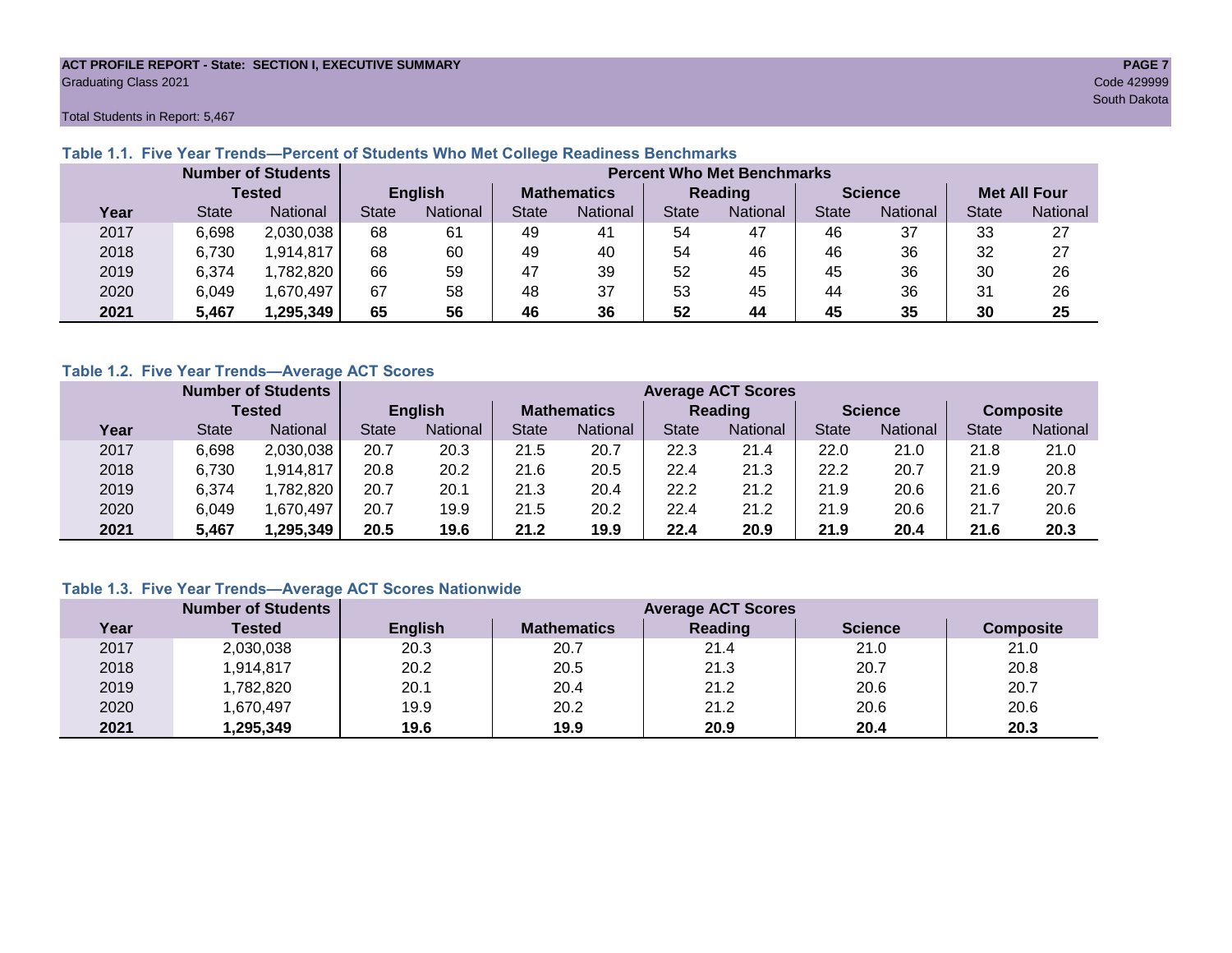**ACT PROFILE REPORT - State: SECTION I, EXECUTIVE SUMMARY**
Graduating Class 2021

Code 429999
South Dakota

Total Students in Report: 5,467

### Table 1.1. Five Year Trends—Percent of Students Who Met College Readiness Benchmarks

| | Number of Students Tested | | Percent Who Met Benchmarks | | | | | | | | | |
|---|---|---|---|---|---|---|---|---|---|---|---|---|
| | | | English | | Mathematics | | Reading | | Science | | Met All Four | |
| Year | State | National | State | National | State | National | State | National | State | National | State | National |
| 2017 | 6,698 | 2,030,038 | 68 | 61 | 49 | 41 | 54 | 47 | 46 | 37 | 33 | 27 |
| 2018 | 6,730 | 1,914,817 | 68 | 60 | 49 | 40 | 54 | 46 | 46 | 36 | 32 | 27 |
| 2019 | 6,374 | 1,782,820 | 66 | 59 | 47 | 39 | 52 | 45 | 45 | 36 | 30 | 26 |
| 2020 | 6,049 | 1,670,497 | 67 | 58 | 48 | 37 | 53 | 45 | 44 | 36 | 31 | 26 |
| **2021** | **5,467** | **1,295,349** | **65** | **56** | **46** | **36** | **52** | **44** | **45** | **35** | **30** | **25** |

### Table 1.2. Five Year Trends—Average ACT Scores

| | Number of Students Tested | | Average ACT Scores | | | | | | | | | |
|---|---|---|---|---|---|---|---|---|---|---|---|---|
| | | | English | | Mathematics | | Reading | | Science | | Composite | |
| Year | State | National | State | National | State | National | State | National | State | National | State | National |
| 2017 | 6,698 | 2,030,038 | 20.7 | 20.3 | 21.5 | 20.7 | 22.3 | 21.4 | 22.0 | 21.0 | 21.8 | 21.0 |
| 2018 | 6,730 | 1,914,817 | 20.8 | 20.2 | 21.6 | 20.5 | 22.4 | 21.3 | 22.2 | 20.7 | 21.9 | 20.8 |
| 2019 | 6,374 | 1,782,820 | 20.7 | 20.1 | 21.3 | 20.4 | 22.2 | 21.2 | 21.9 | 20.6 | 21.6 | 20.7 |
| 2020 | 6,049 | 1,670,497 | 20.7 | 19.9 | 21.5 | 20.2 | 22.4 | 21.2 | 21.9 | 20.6 | 21.7 | 20.6 |
| **2021** | **5,467** | **1,295,349** | **20.5** | **19.6** | **21.2** | **19.9** | **22.4** | **20.9** | **21.9** | **20.4** | **21.6** | **20.3** |

### Table 1.3. Five Year Trends—Average ACT Scores Nationwide

| | Number of Students | Average ACT Scores | | | | |
|---|---|---|---|---|---|---|
| Year | Tested | English | Mathematics | Reading | Science | Composite |
| 2017 | 2,030,038 | 20.3 | 20.7 | 21.4 | 21.0 | 21.0 |
| 2018 | 1,914,817 | 20.2 | 20.5 | 21.3 | 20.7 | 20.8 |
| 2019 | 1,782,820 | 20.1 | 20.4 | 21.2 | 20.6 | 20.7 |
| 2020 | 1,670,497 | 19.9 | 20.2 | 21.2 | 20.6 | 20.6 |
| **2021** | **1,295,349** | **19.6** | **19.9** | **20.9** | **20.4** | **20.3** |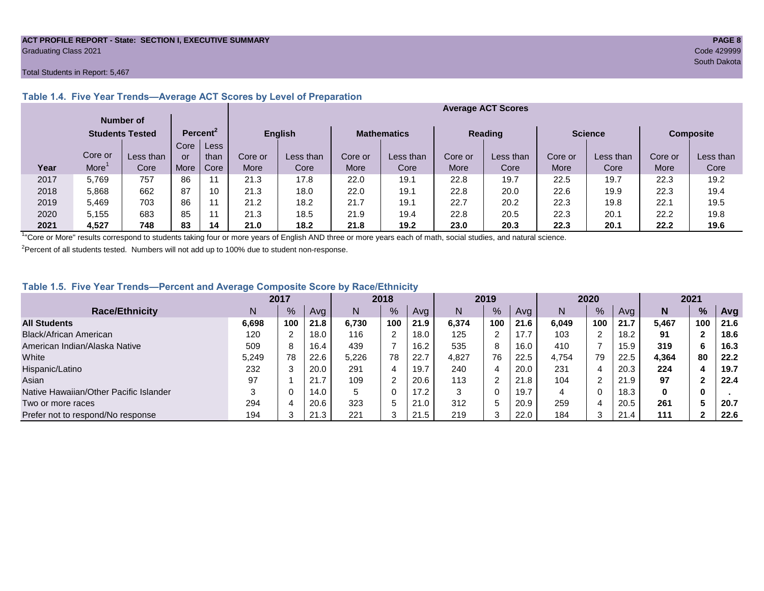ACT PROFILE REPORT - State: SECTION I, EXECUTIVE SUMMARY

Graduating Class 2021

Code 429999

South Dakota

Total Students in Report: 5,467

### Table 1.4. Five Year Trends—Average ACT Scores by Level of Preparation

| | Number of Students Tested | | Percent[2] | | Average ACT Scores | | | | | | | | | |
|---|---|---|---|---|---|---|---|---|---|---|---|---|---|---|
| | | | | | English | | Mathematics | | Reading | | Science | | Composite | |
| Year | Core or More[1] | Less than Core | Core or More | Less than Core | Core or More | Less than Core | Core or More | Less than Core | Core or More | Less than Core | Core or More | Less than Core | Core or More | Less than Core |
| 2017 | 5,769 | 757 | 86 | 11 | 21.3 | 17.8 | 22.0 | 19.1 | 22.8 | 19.7 | 22.5 | 19.7 | 22.3 | 19.2 |
| 2018 | 5,868 | 662 | 87 | 10 | 21.3 | 18.0 | 22.0 | 19.1 | 22.8 | 20.0 | 22.6 | 19.9 | 22.3 | 19.4 |
| 2019 | 5,469 | 703 | 86 | 11 | 21.2 | 18.2 | 21.7 | 19.1 | 22.7 | 20.2 | 22.3 | 19.8 | 22.1 | 19.5 |
| 2020 | 5,155 | 683 | 85 | 11 | 21.3 | 18.5 | 21.9 | 19.4 | 22.8 | 20.5 | 22.3 | 20.1 | 22.2 | 19.8 |
| **2021** | **4,527** | **748** | **83** | **14** | **21.0** | **18.2** | **21.8** | **19.2** | **23.0** | **20.3** | **22.3** | **20.1** | **22.2** | **19.6** |

[1]"Core or More" results correspond to students taking four or more years of English AND three or more years each of math, social studies, and natural science.

[2]Percent of all students tested. Numbers will not add up to 100% due to student non-response.

### Table 1.5. Five Year Trends—Percent and Average Composite Score by Race/Ethnicity

| | 2017 | | | 2018 | | | 2019 | | | 2020 | | | 2021 | | |
|---|---|---|---|---|---|---|---|---|---|---|---|---|---|---|---|
| Race/Ethnicity | N | % | Avg | N | % | Avg | N | % | Avg | N | % | Avg | **N** | **%** | **Avg** |
| **All Students** | **6,698** | **100** | **21.8** | **6,730** | **100** | **21.9** | **6,374** | **100** | **21.6** | **6,049** | **100** | **21.7** | **5,467** | **100** | **21.6** |
| Black/African American | 120 | 2 | 18.0 | 116 | 2 | 18.0 | 125 | 2 | 17.7 | 103 | 2 | 18.2 | **91** | **2** | **18.6** |
| American Indian/Alaska Native | 509 | 8 | 16.4 | 439 | 7 | 16.2 | 535 | 8 | 16.0 | 410 | 7 | 15.9 | **319** | **6** | **16.3** |
| White | 5,249 | 78 | 22.6 | 5,226 | 78 | 22.7 | 4,827 | 76 | 22.5 | 4,754 | 79 | 22.5 | **4,364** | **80** | **22.2** |
| Hispanic/Latino | 232 | 3 | 20.0 | 291 | 4 | 19.7 | 240 | 4 | 20.0 | 231 | 4 | 20.3 | **224** | **4** | **19.7** |
| Asian | 97 | 1 | 21.7 | 109 | 2 | 20.6 | 113 | 2 | 21.8 | 104 | 2 | 21.9 | **97** | **2** | **22.4** |
| Native Hawaiian/Other Pacific Islander | 3 | 0 | 14.0 | 5 | 0 | 17.2 | 3 | 0 | 19.7 | 4 | 0 | 18.3 | **0** | **0** | **.** |
| Two or more races | 294 | 4 | 20.6 | 323 | 5 | 21.0 | 312 | 5 | 20.9 | 259 | 4 | 20.5 | **261** | **5** | **20.7** |
| Prefer not to respond/No response | 194 | 3 | 21.3 | 221 | 3 | 21.5 | 219 | 3 | 22.0 | 184 | 3 | 21.4 | **111** | **2** | **22.6** |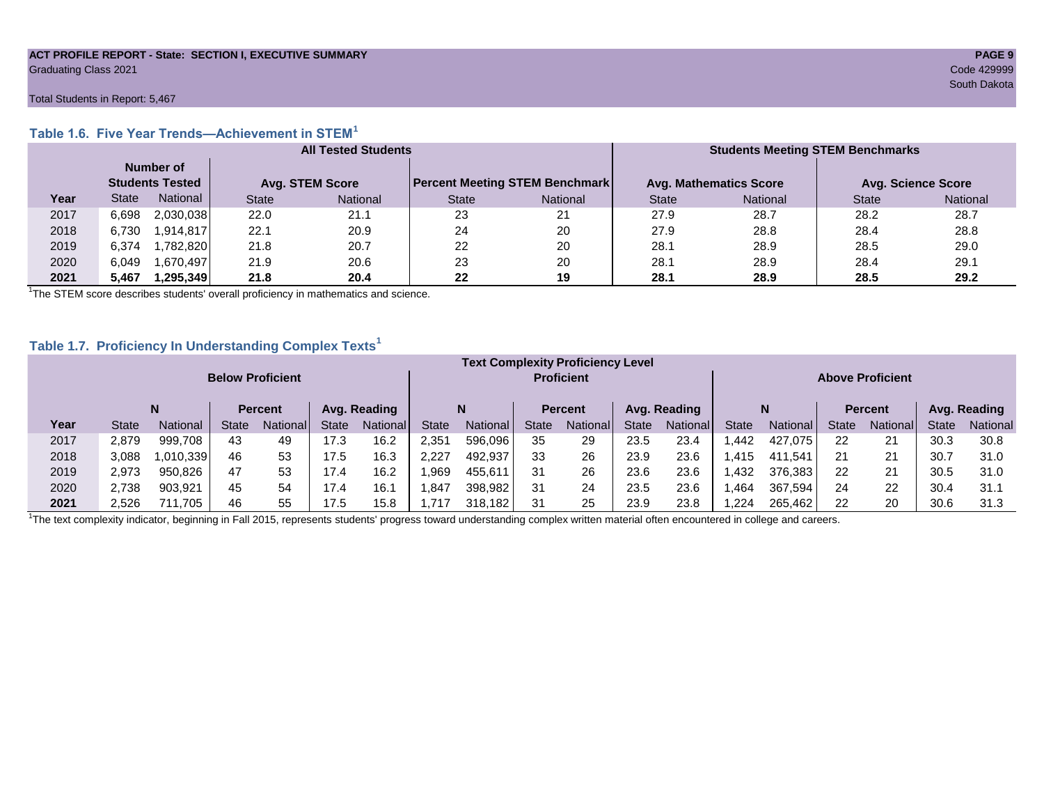ACT PROFILE REPORT - State: SECTION I, EXECUTIVE SUMMARY
Graduating Class 2021

Code 429999
South Dakota

Total Students in Report: 5,467

### Table 1.6. Five Year Trends—Achievement in STEM[1]

| | All Tested Students | | | | | | Students Meeting STEM Benchmarks | | | |
|---|---|---|---|---|---|---|---|---|---|---|
| | Number of Students Tested | | Avg. STEM Score | | Percent Meeting STEM Benchmark | | Avg. Mathematics Score | | Avg. Science Score | |
| Year | State | National | State | National | State | National | State | National | State | National |
| 2017 | 6,698 | 2,030,038 | 22.0 | 21.1 | 23 | 21 | 27.9 | 28.7 | 28.2 | 28.7 |
| 2018 | 6,730 | 1,914,817 | 22.1 | 20.9 | 24 | 20 | 27.9 | 28.8 | 28.4 | 28.8 |
| 2019 | 6,374 | 1,782,820 | 21.8 | 20.7 | 22 | 20 | 28.1 | 28.9 | 28.5 | 29.0 |
| 2020 | 6,049 | 1,670,497 | 21.9 | 20.6 | 23 | 20 | 28.1 | 28.9 | 28.4 | 29.1 |
| **2021** | **5,467** | **1,295,349** | **21.8** | **20.4** | **22** | **19** | **28.1** | **28.9** | **28.5** | **29.2** |

[1]The STEM score describes students' overall proficiency in mathematics and science.

### Table 1.7. Proficiency In Understanding Complex Texts[1]

| | Text Complexity Proficiency Level | | | | | | | | | | | | | | | | | |
|---|---|---|---|---|---|---|---|---|---|---|---|---|---|---|---|---|---|---|
| | Below Proficient | | | | | | Proficient | | | | | | Above Proficient | | | | | |
| | N | | Percent | | Avg. Reading | | N | | Percent | | Avg. Reading | | N | | Percent | | Avg. Reading | |
| Year | State | National | State | National | State | National | State | National | State | National | State | National | State | National | State | National | State | National |
| 2017 | 2,879 | 999,708 | 43 | 49 | 17.3 | 16.2 | 2,351 | 596,096 | 35 | 29 | 23.5 | 23.4 | 1,442 | 427,075 | 22 | 21 | 30.3 | 30.8 |
| 2018 | 3,088 | 1,010,339 | 46 | 53 | 17.5 | 16.3 | 2,227 | 492,937 | 33 | 26 | 23.9 | 23.6 | 1,415 | 411,541 | 21 | 21 | 30.7 | 31.0 |
| 2019 | 2,973 | 950,826 | 47 | 53 | 17.4 | 16.2 | 1,969 | 455,611 | 31 | 26 | 23.6 | 23.6 | 1,432 | 376,383 | 22 | 21 | 30.5 | 31.0 |
| 2020 | 2,738 | 903,921 | 45 | 54 | 17.4 | 16.1 | 1,847 | 398,982 | 31 | 24 | 23.5 | 23.6 | 1,464 | 367,594 | 24 | 22 | 30.4 | 31.1 |
| **2021** | 2,526 | 711,705 | 46 | 55 | 17.5 | 15.8 | 1,717 | 318,182 | 31 | 25 | 23.9 | 23.8 | 1,224 | 265,462 | 22 | 20 | 30.6 | 31.3 |

[1]The text complexity indicator, beginning in Fall 2015, represents students' progress toward understanding complex written material often encountered in college and careers.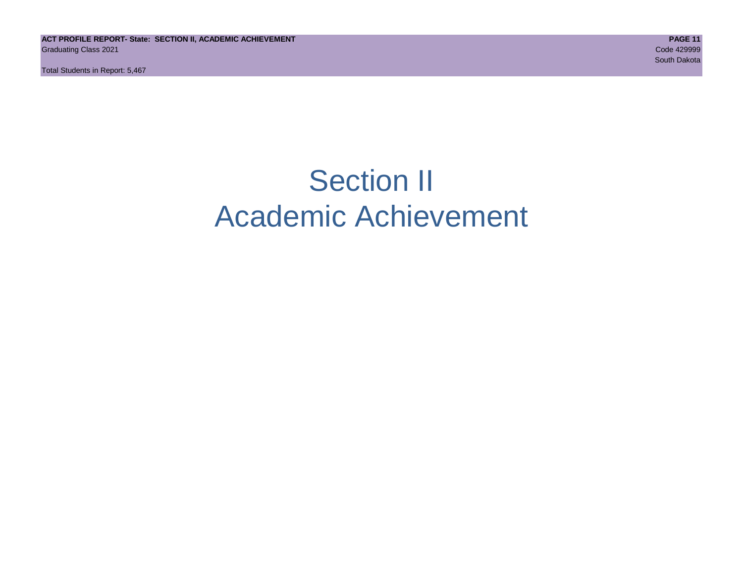# Section II
# Academic Achievement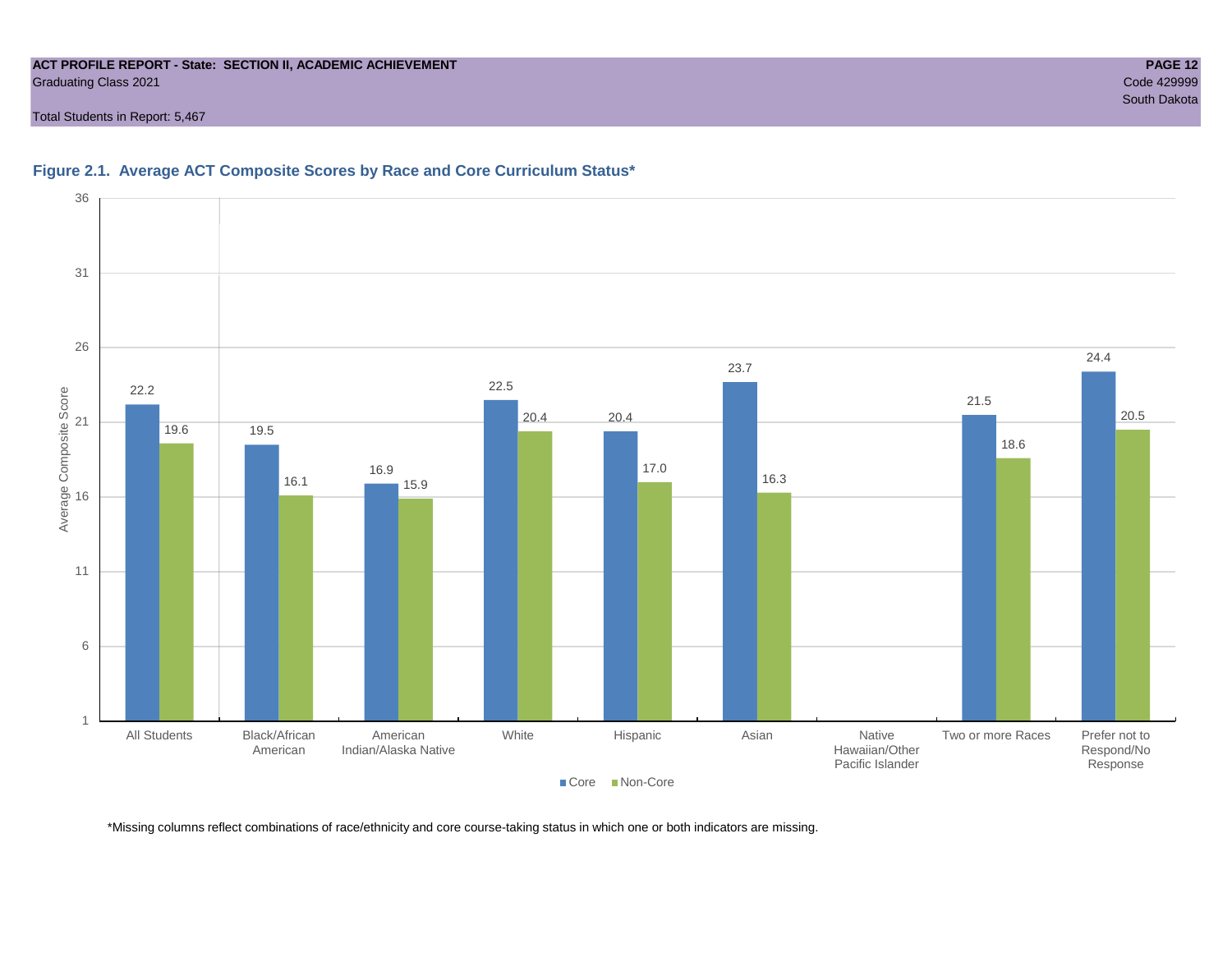**ACT PROFILE REPORT - State: SECTION II, ACADEMIC ACHIEVEMENT**
Graduating Class 2021
Code 429999
South Dakota

Total Students in Report: 5,467

### Figure 2.1. Average ACT Composite Scores by Race and Core Curriculum Status*

| | Core | Non-Core |
|---|---|---|
| All Students | 22.2 | 19.6 |
| Black/African American | 19.5 | 16.1 |
| American Indian/Alaska Native | 16.9 | 15.9 |
| White | 22.5 | 20.4 |
| Hispanic | 20.4 | 17.0 |
| Asian | 23.7 | 16.3 |
| Native Hawaiian/Other Pacific Islander | | |
| Two or more Races | 21.5 | 18.6 |
| Prefer not to Respond/No Response | 24.4 | 20.5 |

*Missing columns reflect combinations of race/ethnicity and core course-taking status in which one or both indicators are missing.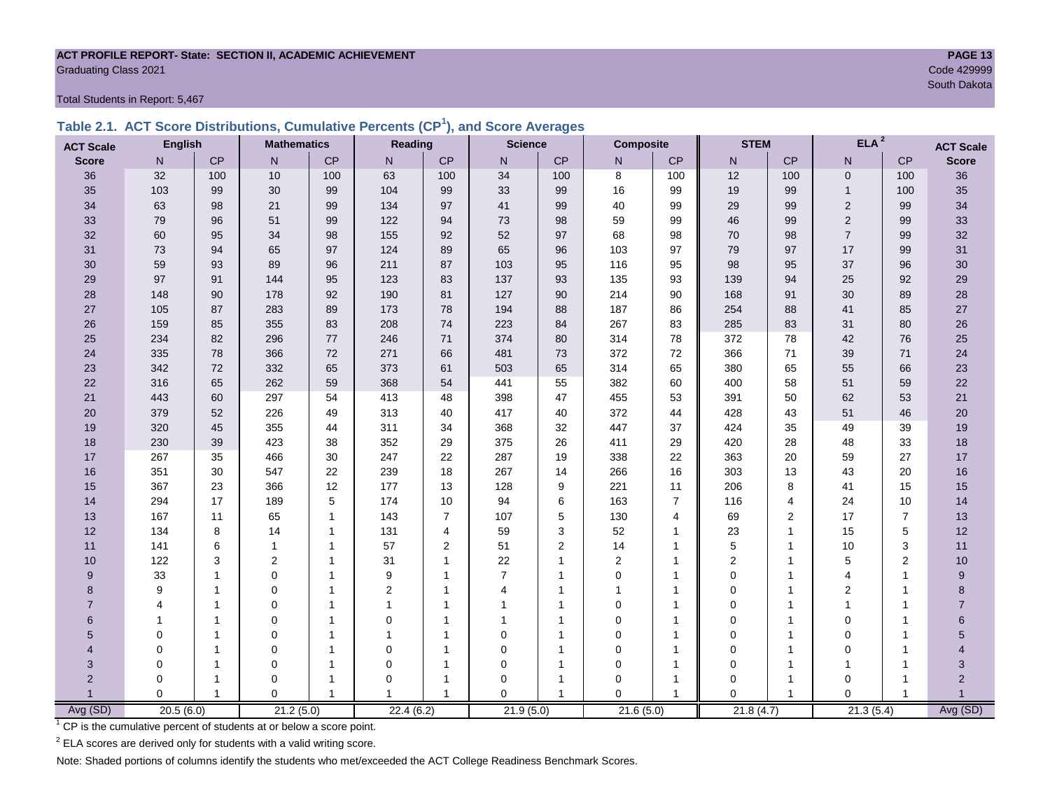**ACT PROFILE REPORT- State: SECTION II, ACADEMIC ACHIEVEMENT**
Graduating Class 2021

Code 429999
South Dakota

Total Students in Report: 5,467

## Table 2.1. ACT Score Distributions, Cumulative Percents (CP[1]), and Score Averages

| ACT Scale | English | | Mathematics | | Reading | | Science | | Composite | | STEM | | ELA[2] | | ACT Scale |
|---|---|---|---|---|---|---|---|---|---|---|---|---|---|---|---|
| Score | N | CP | N | CP | N | CP | N | CP | N | CP | N | CP | N | CP | Score |
| 36 | 32 | 100 | 10 | 100 | 63 | 100 | 34 | 100 | 8 | 100 | 12 | 100 | 0 | 100 | 36 |
| 35 | 103 | 99 | 30 | 99 | 104 | 99 | 33 | 99 | 16 | 99 | 19 | 99 | 1 | 100 | 35 |
| 34 | 63 | 98 | 21 | 99 | 134 | 97 | 41 | 99 | 40 | 99 | 29 | 99 | 2 | 99 | 34 |
| 33 | 79 | 96 | 51 | 99 | 122 | 94 | 73 | 98 | 59 | 99 | 46 | 99 | 2 | 99 | 33 |
| 32 | 60 | 95 | 34 | 98 | 155 | 92 | 52 | 97 | 68 | 98 | 70 | 98 | 7 | 99 | 32 |
| 31 | 73 | 94 | 65 | 97 | 124 | 89 | 65 | 96 | 103 | 97 | 79 | 97 | 17 | 99 | 31 |
| 30 | 59 | 93 | 89 | 96 | 211 | 87 | 103 | 95 | 116 | 95 | 98 | 95 | 37 | 96 | 30 |
| 29 | 97 | 91 | 144 | 95 | 123 | 83 | 137 | 93 | 135 | 93 | 139 | 94 | 25 | 92 | 29 |
| 28 | 148 | 90 | 178 | 92 | 190 | 81 | 127 | 90 | 214 | 90 | 168 | 91 | 30 | 89 | 28 |
| 27 | 105 | 87 | 283 | 89 | 173 | 78 | 194 | 88 | 187 | 86 | 254 | 88 | 41 | 85 | 27 |
| 26 | 159 | 85 | 355 | 83 | 208 | 74 | 223 | 84 | 267 | 83 | 285 | 83 | 31 | 80 | 26 |
| 25 | 234 | 82 | 296 | 77 | 246 | 71 | 374 | 80 | 314 | 78 | 372 | 78 | 42 | 76 | 25 |
| 24 | 335 | 78 | 366 | 72 | 271 | 66 | 481 | 73 | 372 | 72 | 366 | 71 | 39 | 71 | 24 |
| 23 | 342 | 72 | 332 | 65 | 373 | 61 | 503 | 65 | 314 | 65 | 380 | 65 | 55 | 66 | 23 |
| 22 | 316 | 65 | 262 | 59 | 368 | 54 | 441 | 55 | 382 | 60 | 400 | 58 | 51 | 59 | 22 |
| 21 | 443 | 60 | 297 | 54 | 413 | 48 | 398 | 47 | 455 | 53 | 391 | 50 | 62 | 53 | 21 |
| 20 | 379 | 52 | 226 | 49 | 313 | 40 | 417 | 40 | 372 | 44 | 428 | 43 | 51 | 46 | 20 |
| 19 | 320 | 45 | 355 | 44 | 311 | 34 | 368 | 32 | 447 | 37 | 424 | 35 | 49 | 39 | 19 |
| 18 | 230 | 39 | 423 | 38 | 352 | 29 | 375 | 26 | 411 | 29 | 420 | 28 | 48 | 33 | 18 |
| 17 | 267 | 35 | 466 | 30 | 247 | 22 | 287 | 19 | 338 | 22 | 363 | 20 | 59 | 27 | 17 |
| 16 | 351 | 30 | 547 | 22 | 239 | 18 | 267 | 14 | 266 | 16 | 303 | 13 | 43 | 20 | 16 |
| 15 | 367 | 23 | 366 | 12 | 177 | 13 | 128 | 9 | 221 | 11 | 206 | 8 | 41 | 15 | 15 |
| 14 | 294 | 17 | 189 | 5 | 174 | 10 | 94 | 6 | 163 | 7 | 116 | 4 | 24 | 10 | 14 |
| 13 | 167 | 11 | 65 | 1 | 143 | 7 | 107 | 5 | 130 | 4 | 69 | 2 | 17 | 7 | 13 |
| 12 | 134 | 8 | 14 | 1 | 131 | 4 | 59 | 3 | 52 | 1 | 23 | 1 | 15 | 5 | 12 |
| 11 | 141 | 6 | 1 | 1 | 57 | 2 | 51 | 2 | 14 | 1 | 5 | 1 | 10 | 3 | 11 |
| 10 | 122 | 3 | 2 | 1 | 31 | 1 | 22 | 1 | 2 | 1 | 2 | 1 | 5 | 2 | 10 |
| 9 | 33 | 1 | 0 | 1 | 9 | 1 | 7 | 1 | 0 | 1 | 0 | 1 | 4 | 1 | 9 |
| 8 | 9 | 1 | 0 | 1 | 2 | 1 | 4 | 1 | 1 | 1 | 0 | 1 | 2 | 1 | 8 |
| 7 | 4 | 1 | 0 | 1 | 1 | 1 | 1 | 1 | 0 | 1 | 0 | 1 | 1 | 1 | 7 |
| 6 | 1 | 1 | 0 | 1 | 0 | 1 | 1 | 1 | 0 | 1 | 0 | 1 | 0 | 1 | 6 |
| 5 | 0 | 1 | 0 | 1 | 1 | 1 | 0 | 1 | 0 | 1 | 0 | 1 | 0 | 1 | 5 |
| 4 | 0 | 1 | 0 | 1 | 0 | 1 | 0 | 1 | 0 | 1 | 0 | 1 | 0 | 1 | 4 |
| 3 | 0 | 1 | 0 | 1 | 0 | 1 | 0 | 1 | 0 | 1 | 0 | 1 | 1 | 1 | 3 |
| 2 | 0 | 1 | 0 | 1 | 0 | 1 | 0 | 1 | 0 | 1 | 0 | 1 | 0 | 1 | 2 |
| 1 | 0 | 1 | 0 | 1 | 1 | 1 | 0 | 1 | 0 | 1 | 0 | 1 | 0 | 1 | 1 |
| Avg (SD) | 20.5 (6.0) | | 21.2 (5.0) | | 22.4 (6.2) | | 21.9 (5.0) | | 21.6 (5.0) | | 21.8 (4.7) | | 21.3 (5.4) | | Avg (SD) |

[1] CP is the cumulative percent of students at or below a score point.

[2] ELA scores are derived only for students with a valid writing score.

Note: Shaded portions of columns identify the students who met/exceeded the ACT College Readiness Benchmark Scores.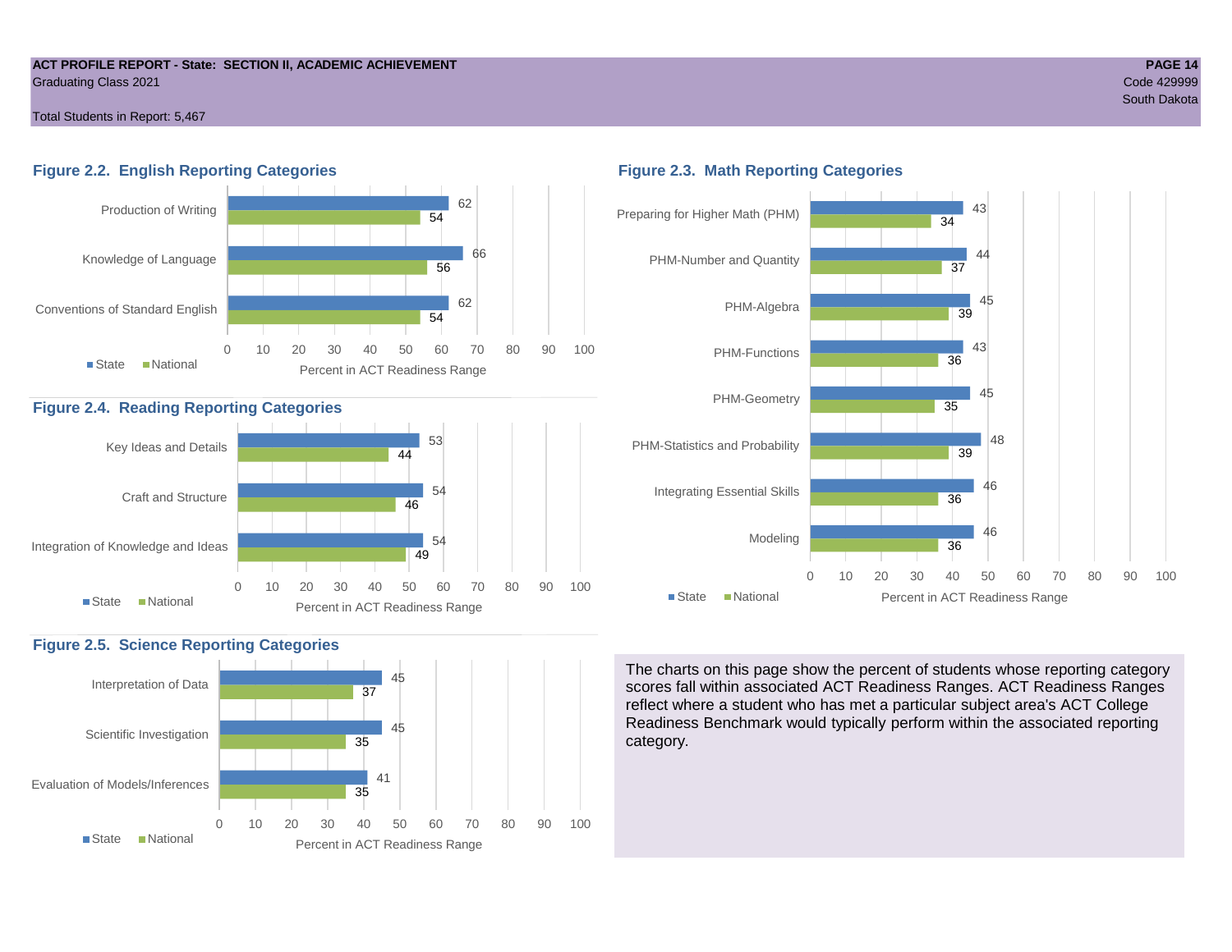## ACT PROFILE REPORT - State: SECTION II, ACADEMIC ACHIEVEMENT

Graduating Class 2021

Total Students in Report: 5,467

Code 429999

South Dakota

### Figure 2.2. English Reporting Categories

| Category | State | National |
|---|---|---|
| Production of Writing | 62 | 54 |
| Knowledge of Language | 66 | 56 |
| Conventions of Standard English | 62 | 54 |

Percent in ACT Readiness Range

### Figure 2.3. Math Reporting Categories

| Category | State | National |
|---|---|---|
| Preparing for Higher Math (PHM) | 43 | 34 |
| PHM-Number and Quantity | 44 | 37 |
| PHM-Algebra | 45 | 39 |
| PHM-Functions | 43 | 36 |
| PHM-Geometry | 45 | 35 |
| PHM-Statistics and Probability | 48 | 39 |
| Integrating Essential Skills | 46 | 36 |
| Modeling | 46 | 36 |

Percent in ACT Readiness Range

### Figure 2.4. Reading Reporting Categories

| Category | State | National |
|---|---|---|
| Key Ideas and Details | 53 | 44 |
| Craft and Structure | 54 | 46 |
| Integration of Knowledge and Ideas | 54 | 49 |

Percent in ACT Readiness Range

### Figure 2.5. Science Reporting Categories

| Category | State | National |
|---|---|---|
| Interpretation of Data | 45 | 37 |
| Scientific Investigation | 45 | 35 |
| Evaluation of Models/Inferences | 41 | 35 |

Percent in ACT Readiness Range

The charts on this page show the percent of students whose reporting category scores fall within associated ACT Readiness Ranges. ACT Readiness Ranges reflect where a student who has met a particular subject area's ACT College Readiness Benchmark would typically perform within the associated reporting category.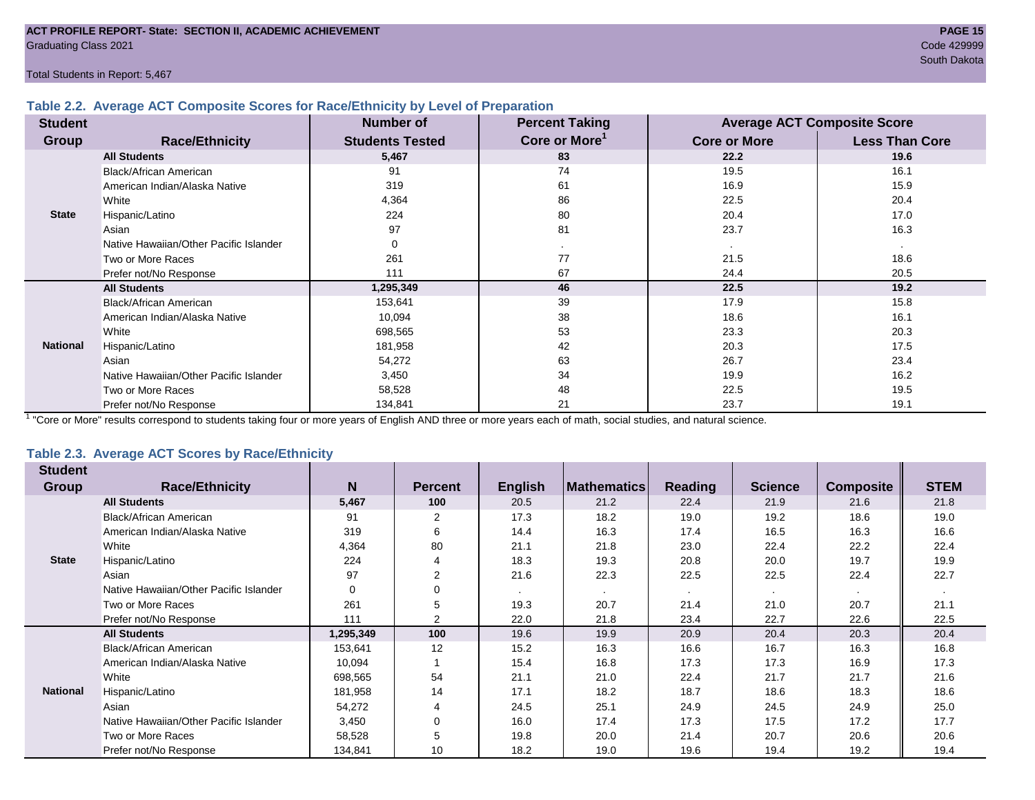ACT PROFILE REPORT- State: SECTION II, ACADEMIC ACHIEVEMENT

Graduating Class 2021

Code 429999

South Dakota

Total Students in Report: 5,467

### Table 2.2. Average ACT Composite Scores for Race/Ethnicity by Level of Preparation

| Student Group | Race/Ethnicity | Number of Students Tested | Percent Taking Core or More[1] | Average ACT Composite Score | |
|---|---|---|---|---|---|
| | | | | Core or More | Less Than Core |
| State | **All Students** | **5,467** | **83** | **22.2** | **19.6** |
| | Black/African American | 91 | 74 | 19.5 | 16.1 |
| | American Indian/Alaska Native | 319 | 61 | 16.9 | 15.9 |
| | White | 4,364 | 86 | 22.5 | 20.4 |
| | Hispanic/Latino | 224 | 80 | 20.4 | 17.0 |
| | Asian | 97 | 81 | 23.7 | 16.3 |
| | Native Hawaiian/Other Pacific Islander | 0 | . | . | . |
| | Two or More Races | 261 | 77 | 21.5 | 18.6 |
| | Prefer not/No Response | 111 | 67 | 24.4 | 20.5 |
| National | **All Students** | **1,295,349** | **46** | **22.5** | **19.2** |
| | Black/African American | 153,641 | 39 | 17.9 | 15.8 |
| | American Indian/Alaska Native | 10,094 | 38 | 18.6 | 16.1 |
| | White | 698,565 | 53 | 23.3 | 20.3 |
| | Hispanic/Latino | 181,958 | 42 | 20.3 | 17.5 |
| | Asian | 54,272 | 63 | 26.7 | 23.4 |
| | Native Hawaiian/Other Pacific Islander | 3,450 | 34 | 19.9 | 16.2 |
| | Two or More Races | 58,528 | 48 | 22.5 | 19.5 |
| | Prefer not/No Response | 134,841 | 21 | 23.7 | 19.1 |

[1] "Core or More" results correspond to students taking four or more years of English AND three or more years each of math, social studies, and natural science.

### Table 2.3. Average ACT Scores by Race/Ethnicity

| Student Group | Race/Ethnicity | N | Percent | English | Mathematics | Reading | Science | Composite | STEM |
|---|---|---|---|---|---|---|---|---|---|
| State | **All Students** | **5,467** | **100** | 20.5 | 21.2 | 22.4 | 21.9 | 21.6 | 21.8 |
| | Black/African American | 91 | 2 | 17.3 | 18.2 | 19.0 | 19.2 | 18.6 | 19.0 |
| | American Indian/Alaska Native | 319 | 6 | 14.4 | 16.3 | 17.4 | 16.5 | 16.3 | 16.6 |
| | White | 4,364 | 80 | 21.1 | 21.8 | 23.0 | 22.4 | 22.2 | 22.4 |
| | Hispanic/Latino | 224 | 4 | 18.3 | 19.3 | 20.8 | 20.0 | 19.7 | 19.9 |
| | Asian | 97 | 2 | 21.6 | 22.3 | 22.5 | 22.5 | 22.4 | 22.7 |
| | Native Hawaiian/Other Pacific Islander | 0 | 0 | . | . | . | . | . | . |
| | Two or More Races | 261 | 5 | 19.3 | 20.7 | 21.4 | 21.0 | 20.7 | 21.1 |
| | Prefer not/No Response | 111 | 2 | 22.0 | 21.8 | 23.4 | 22.7 | 22.6 | 22.5 |
| National | **All Students** | **1,295,349** | **100** | 19.6 | 19.9 | 20.9 | 20.4 | 20.3 | 20.4 |
| | Black/African American | 153,641 | 12 | 15.2 | 16.3 | 16.6 | 16.7 | 16.3 | 16.8 |
| | American Indian/Alaska Native | 10,094 | 1 | 15.4 | 16.8 | 17.3 | 17.3 | 16.9 | 17.3 |
| | White | 698,565 | 54 | 21.1 | 21.0 | 22.4 | 21.7 | 21.7 | 21.6 |
| | Hispanic/Latino | 181,958 | 14 | 17.1 | 18.2 | 18.7 | 18.6 | 18.3 | 18.6 |
| | Asian | 54,272 | 4 | 24.5 | 25.1 | 24.9 | 24.5 | 24.9 | 25.0 |
| | Native Hawaiian/Other Pacific Islander | 3,450 | 0 | 16.0 | 17.4 | 17.3 | 17.5 | 17.2 | 17.7 |
| | Two or More Races | 58,528 | 5 | 19.8 | 20.0 | 21.4 | 20.7 | 20.6 | 20.6 |
| | Prefer not/No Response | 134,841 | 10 | 18.2 | 19.0 | 19.6 | 19.4 | 19.2 | 19.4 |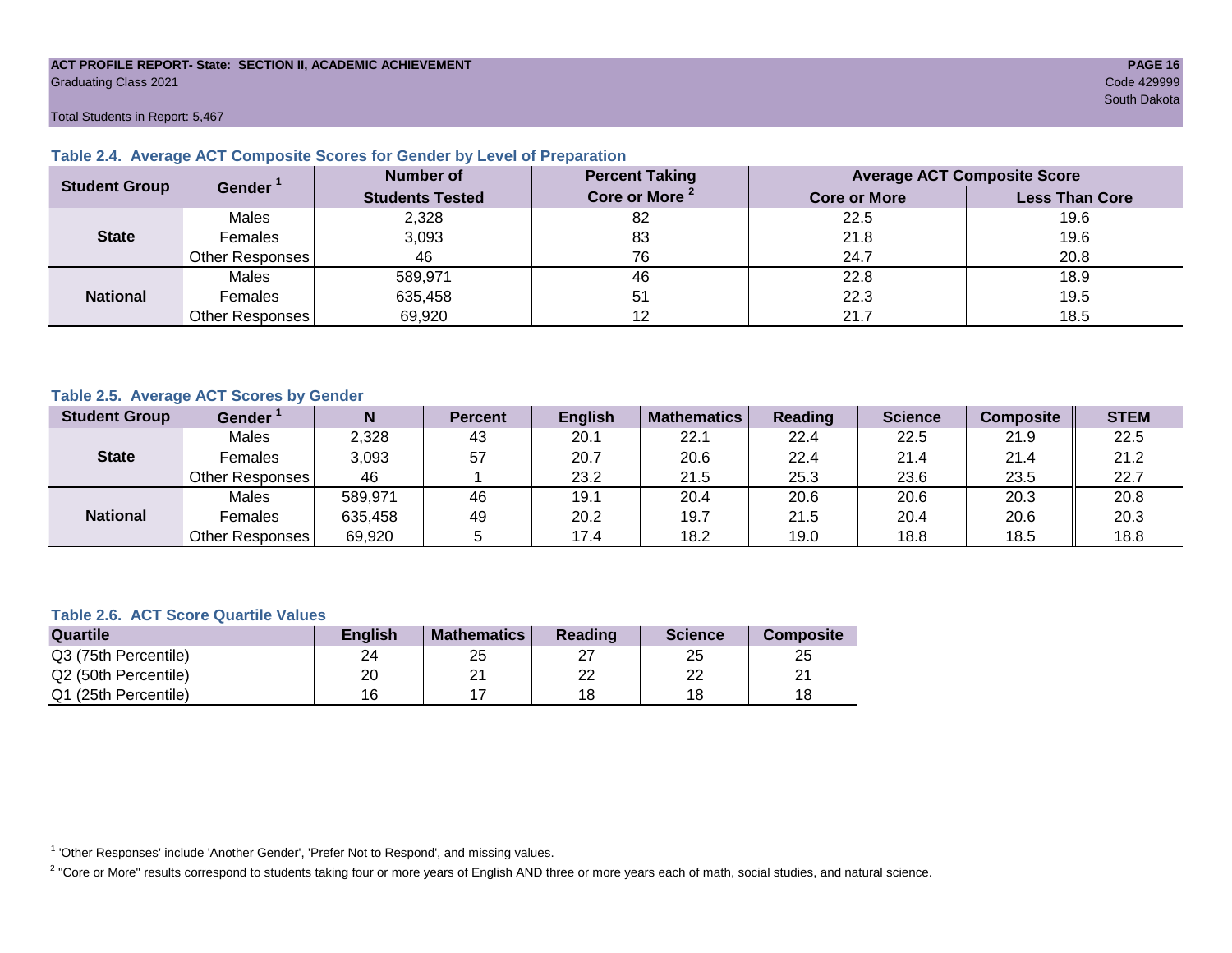ACT PROFILE REPORT- State: SECTION II, ACADEMIC ACHIEVEMENT
Graduating Class 2021
Code 429999
South Dakota

Total Students in Report: 5,467

### Table 2.4. Average ACT Composite Scores for Gender by Level of Preparation

| Student Group | Gender [1] | Number of Students Tested | Percent Taking Core or More [2] | Average ACT Composite Score | |
|---|---|---|---|---|---|
| | | | | Core or More | Less Than Core |
| State | Males | 2,328 | 82 | 22.5 | 19.6 |
| | Females | 3,093 | 83 | 21.8 | 19.6 |
| | Other Responses | 46 | 76 | 24.7 | 20.8 |
| National | Males | 589,971 | 46 | 22.8 | 18.9 |
| | Females | 635,458 | 51 | 22.3 | 19.5 |
| | Other Responses | 69,920 | 12 | 21.7 | 18.5 |

### Table 2.5. Average ACT Scores by Gender

| Student Group | Gender [1] | N | Percent | English | Mathematics | Reading | Science | Composite | STEM |
|---|---|---|---|---|---|---|---|---|---|
| State | Males | 2,328 | 43 | 20.1 | 22.1 | 22.4 | 22.5 | 21.9 | 22.5 |
| | Females | 3,093 | 57 | 20.7 | 20.6 | 22.4 | 21.4 | 21.4 | 21.2 |
| | Other Responses | 46 | 1 | 23.2 | 21.5 | 25.3 | 23.6 | 23.5 | 22.7 |
| National | Males | 589,971 | 46 | 19.1 | 20.4 | 20.6 | 20.6 | 20.3 | 20.8 |
| | Females | 635,458 | 49 | 20.2 | 19.7 | 21.5 | 20.4 | 20.6 | 20.3 |
| | Other Responses | 69,920 | 5 | 17.4 | 18.2 | 19.0 | 18.8 | 18.5 | 18.8 |

### Table 2.6. ACT Score Quartile Values

| Quartile | English | Mathematics | Reading | Science | Composite |
|---|---|---|---|---|---|
| Q3 (75th Percentile) | 24 | 25 | 27 | 25 | 25 |
| Q2 (50th Percentile) | 20 | 21 | 22 | 22 | 21 |
| Q1 (25th Percentile) | 16 | 17 | 18 | 18 | 18 |

[1] 'Other Responses' include 'Another Gender', 'Prefer Not to Respond', and missing values.

[2] "Core or More" results correspond to students taking four or more years of English AND three or more years each of math, social studies, and natural science.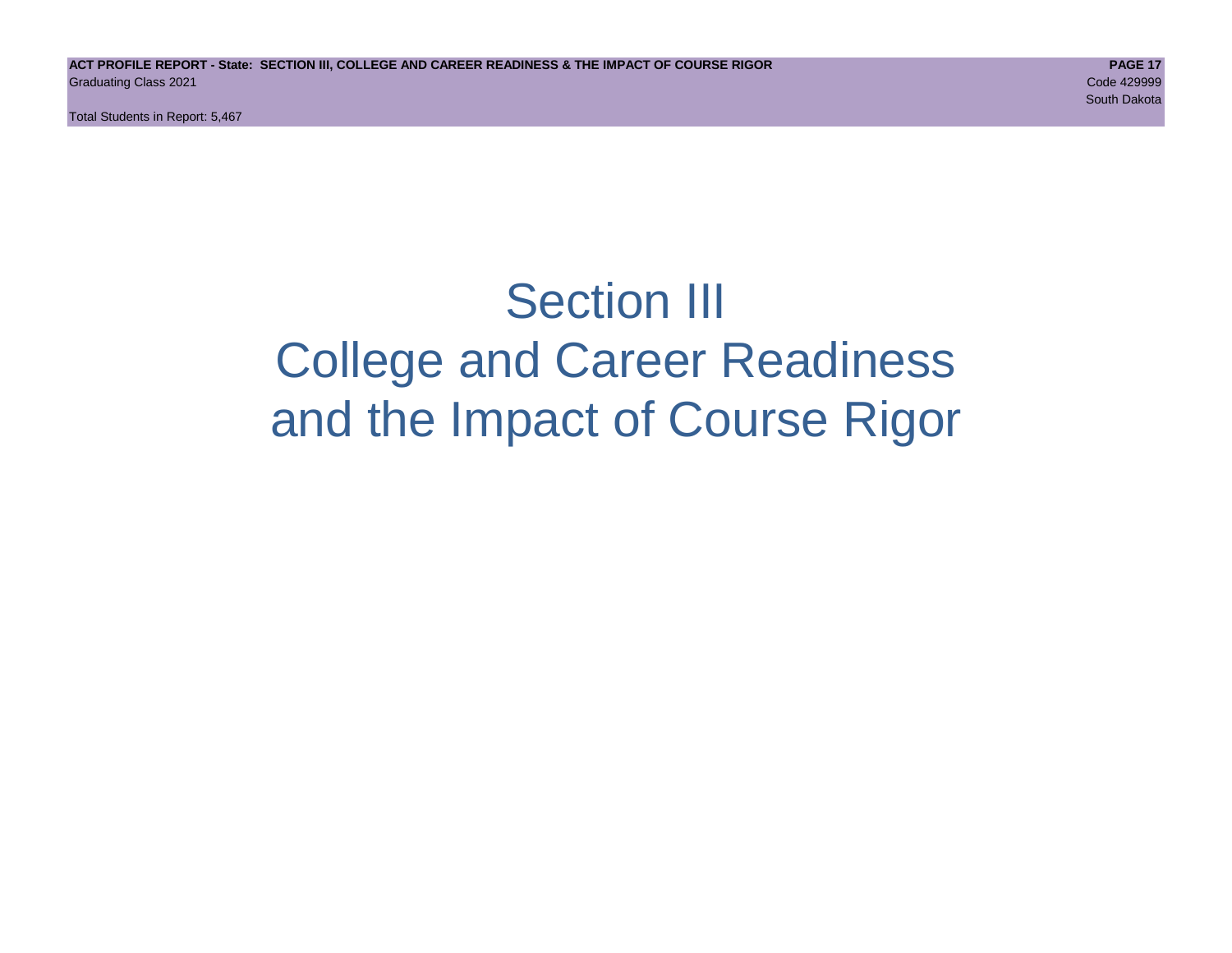# Section III
# College and Career Readiness
# and the Impact of Course Rigor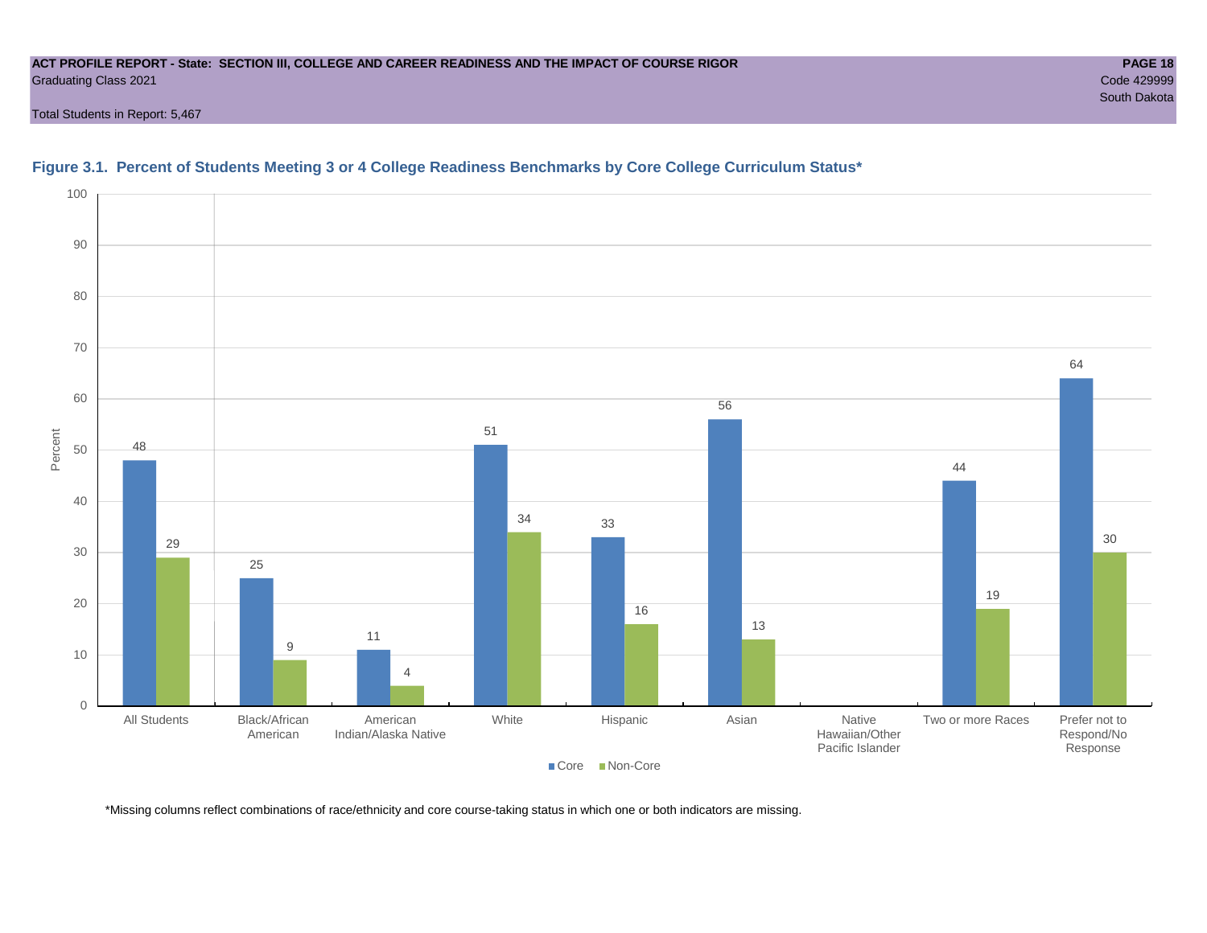**ACT PROFILE REPORT - State: SECTION III, COLLEGE AND CAREER READINESS AND THE IMPACT OF COURSE RIGOR**
Graduating Class 2021
Code 429999
South Dakota

Total Students in Report: 5,467

### Figure 3.1. Percent of Students Meeting 3 or 4 College Readiness Benchmarks by Core College Curriculum Status*

| Group | Core | Non-Core |
|---|---|---|
| All Students | 48 | 29 |
| Black/African American | 25 | 9 |
| American Indian/Alaska Native | 11 | 4 |
| White | 51 | 34 |
| Hispanic | 33 | 16 |
| Asian | 56 | 13 |
| Native Hawaiian/Other Pacific Islander | | |
| Two or more Races | 44 | 19 |
| Prefer not to Respond/No Response | 64 | 30 |

*Missing columns reflect combinations of race/ethnicity and core course-taking status in which one or both indicators are missing.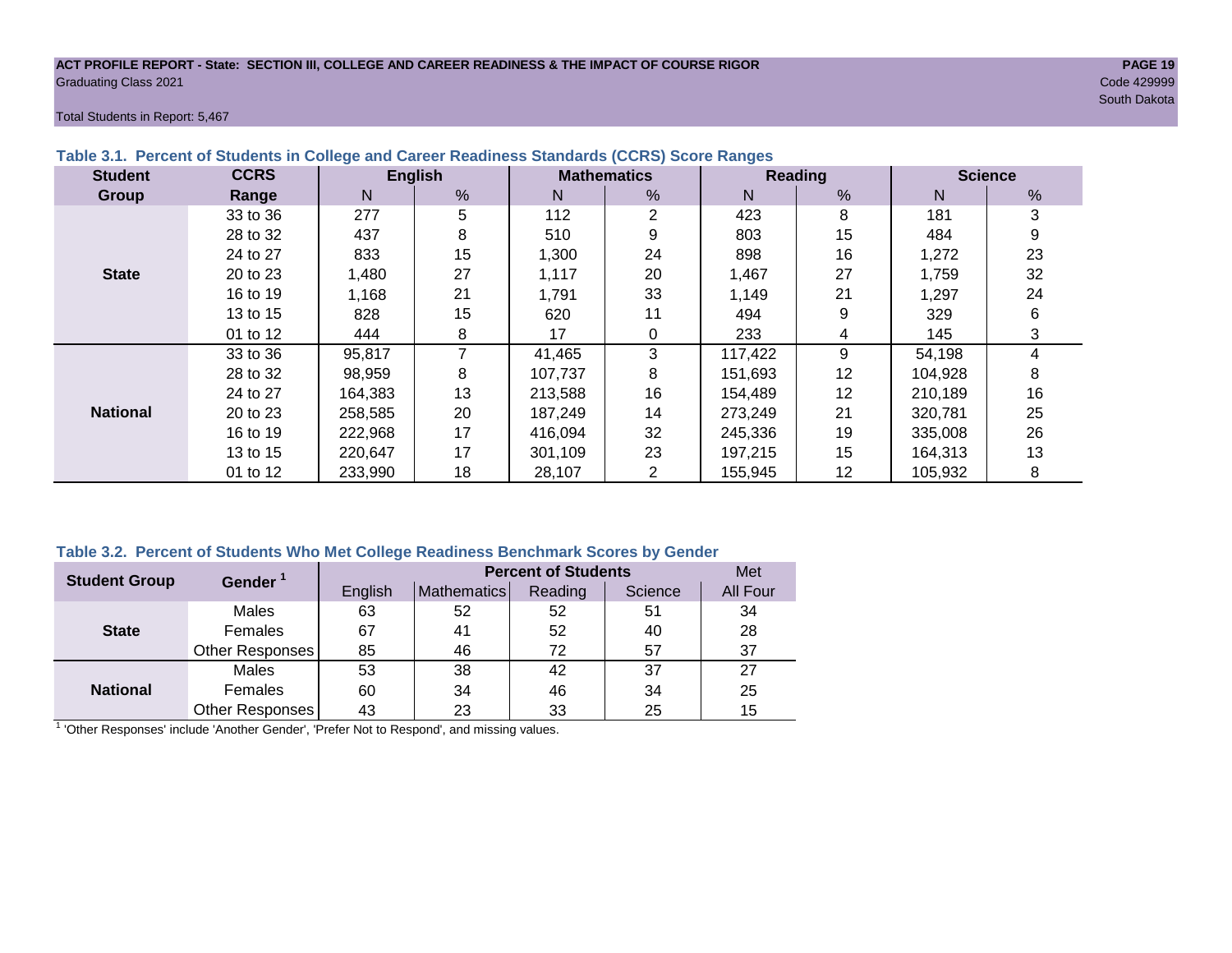ACT PROFILE REPORT - State: SECTION III, COLLEGE AND CAREER READINESS & THE IMPACT OF COURSE RIGOR
Graduating Class 2021

Code 429999
South Dakota

Total Students in Report: 5,467

### Table 3.1. Percent of Students in College and Career Readiness Standards (CCRS) Score Ranges

| Student Group | CCRS Range | English N | English % | Mathematics N | Mathematics % | Reading N | Reading % | Science N | Science % |
|---|---|---|---|---|---|---|---|---|---|
| State | 33 to 36 | 277 | 5 | 112 | 2 | 423 | 8 | 181 | 3 |
| | 28 to 32 | 437 | 8 | 510 | 9 | 803 | 15 | 484 | 9 |
| | 24 to 27 | 833 | 15 | 1,300 | 24 | 898 | 16 | 1,272 | 23 |
| | 20 to 23 | 1,480 | 27 | 1,117 | 20 | 1,467 | 27 | 1,759 | 32 |
| | 16 to 19 | 1,168 | 21 | 1,791 | 33 | 1,149 | 21 | 1,297 | 24 |
| | 13 to 15 | 828 | 15 | 620 | 11 | 494 | 9 | 329 | 6 |
| | 01 to 12 | 444 | 8 | 17 | 0 | 233 | 4 | 145 | 3 |
| National | 33 to 36 | 95,817 | 7 | 41,465 | 3 | 117,422 | 9 | 54,198 | 4 |
| | 28 to 32 | 98,959 | 8 | 107,737 | 8 | 151,693 | 12 | 104,928 | 8 |
| | 24 to 27 | 164,383 | 13 | 213,588 | 16 | 154,489 | 12 | 210,189 | 16 |
| | 20 to 23 | 258,585 | 20 | 187,249 | 14 | 273,249 | 21 | 320,781 | 25 |
| | 16 to 19 | 222,968 | 17 | 416,094 | 32 | 245,336 | 19 | 335,008 | 26 |
| | 13 to 15 | 220,647 | 17 | 301,109 | 23 | 197,215 | 15 | 164,313 | 13 |
| | 01 to 12 | 233,990 | 18 | 28,107 | 2 | 155,945 | 12 | 105,932 | 8 |

### Table 3.2. Percent of Students Who Met College Readiness Benchmark Scores by Gender

| Student Group | Gender [1] | Percent of Students | | | | Met |
|---|---|---|---|---|---|---|
| | | English | Mathematics | Reading | Science | All Four |
| State | Males | 63 | 52 | 52 | 51 | 34 |
| | Females | 67 | 41 | 52 | 40 | 28 |
| | Other Responses | 85 | 46 | 72 | 57 | 37 |
| National | Males | 53 | 38 | 42 | 37 | 27 |
| | Females | 60 | 34 | 46 | 34 | 25 |
| | Other Responses | 43 | 23 | 33 | 25 | 15 |

[1] 'Other Responses' include 'Another Gender', 'Prefer Not to Respond', and missing values.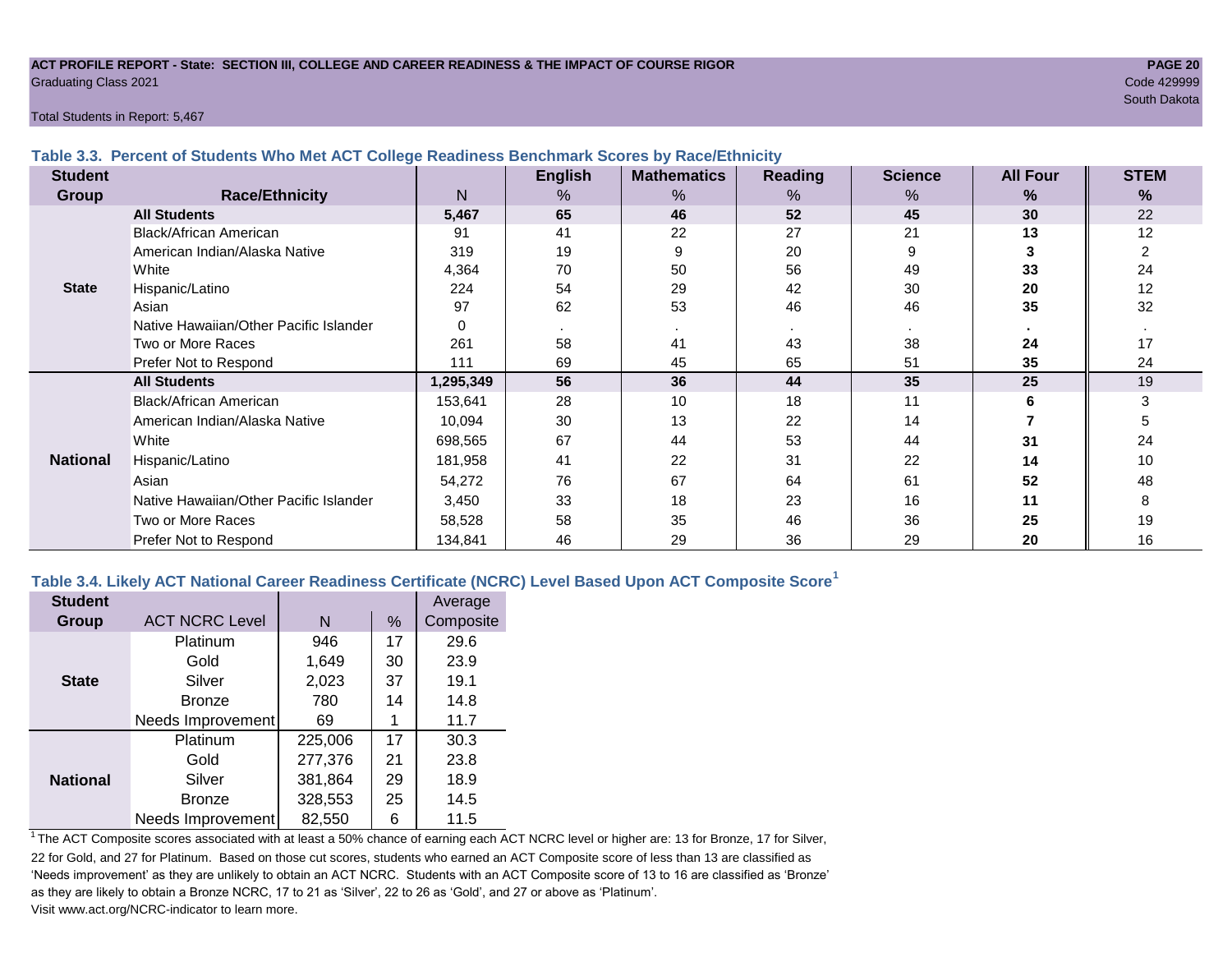ACT PROFILE REPORT - State: SECTION III, COLLEGE AND CAREER READINESS & THE IMPACT OF COURSE RIGOR
Graduating Class 2021

Code 429999
South Dakota

Total Students in Report: 5,467

### Table 3.3. Percent of Students Who Met ACT College Readiness Benchmark Scores by Race/Ethnicity

| Student Group | Race/Ethnicity | N | English % | Mathematics % | Reading % | Science % | All Four % | STEM % |
|---|---|---|---|---|---|---|---|---|
| State | **All Students** | **5,467** | **65** | **46** | **52** | **45** | **30** | 22 |
| | Black/African American | 91 | 41 | 22 | 27 | 21 | **13** | 12 |
| | American Indian/Alaska Native | 319 | 19 | 9 | 20 | 9 | **3** | 2 |
| | White | 4,364 | 70 | 50 | 56 | 49 | **33** | 24 |
| | Hispanic/Latino | 224 | 54 | 29 | 42 | 30 | **20** | 12 |
| | Asian | 97 | 62 | 53 | 46 | 46 | **35** | 32 |
| | Native Hawaiian/Other Pacific Islander | 0 | . | . | . | . | **.** | . |
| | Two or More Races | 261 | 58 | 41 | 43 | 38 | **24** | 17 |
| | Prefer Not to Respond | 111 | 69 | 45 | 65 | 51 | **35** | 24 |
| National | **All Students** | **1,295,349** | **56** | **36** | **44** | **35** | **25** | 19 |
| | Black/African American | 153,641 | 28 | 10 | 18 | 11 | **6** | 3 |
| | American Indian/Alaska Native | 10,094 | 30 | 13 | 22 | 14 | **7** | 5 |
| | White | 698,565 | 67 | 44 | 53 | 44 | **31** | 24 |
| | Hispanic/Latino | 181,958 | 41 | 22 | 31 | 22 | **14** | 10 |
| | Asian | 54,272 | 76 | 67 | 64 | 61 | **52** | 48 |
| | Native Hawaiian/Other Pacific Islander | 3,450 | 33 | 18 | 23 | 16 | **11** | 8 |
| | Two or More Races | 58,528 | 58 | 35 | 46 | 36 | **25** | 19 |
| | Prefer Not to Respond | 134,841 | 46 | 29 | 36 | 29 | **20** | 16 |

### Table 3.4. Likely ACT National Career Readiness Certificate (NCRC) Level Based Upon ACT Composite Score[1]

| Student Group | ACT NCRC Level | N | % | Average Composite |
|---|---|---|---|---|
| State | Platinum | 946 | 17 | 29.6 |
| | Gold | 1,649 | 30 | 23.9 |
| | Silver | 2,023 | 37 | 19.1 |
| | Bronze | 780 | 14 | 14.8 |
| | Needs Improvement | 69 | 1 | 11.7 |
| National | Platinum | 225,006 | 17 | 30.3 |
| | Gold | 277,376 | 21 | 23.8 |
| | Silver | 381,864 | 29 | 18.9 |
| | Bronze | 328,553 | 25 | 14.5 |
| | Needs Improvement | 82,550 | 6 | 11.5 |

[1] The ACT Composite scores associated with at least a 50% chance of earning each ACT NCRC level or higher are: 13 for Bronze, 17 for Silver, 22 for Gold, and 27 for Platinum. Based on those cut scores, students who earned an ACT Composite score of less than 13 are classified as 'Needs improvement' as they are unlikely to obtain an ACT NCRC. Students with an ACT Composite score of 13 to 16 are classified as 'Bronze' as they are likely to obtain a Bronze NCRC, 17 to 21 as 'Silver', 22 to 26 as 'Gold', and 27 or above as 'Platinum'.
Visit www.act.org/NCRC-indicator to learn more.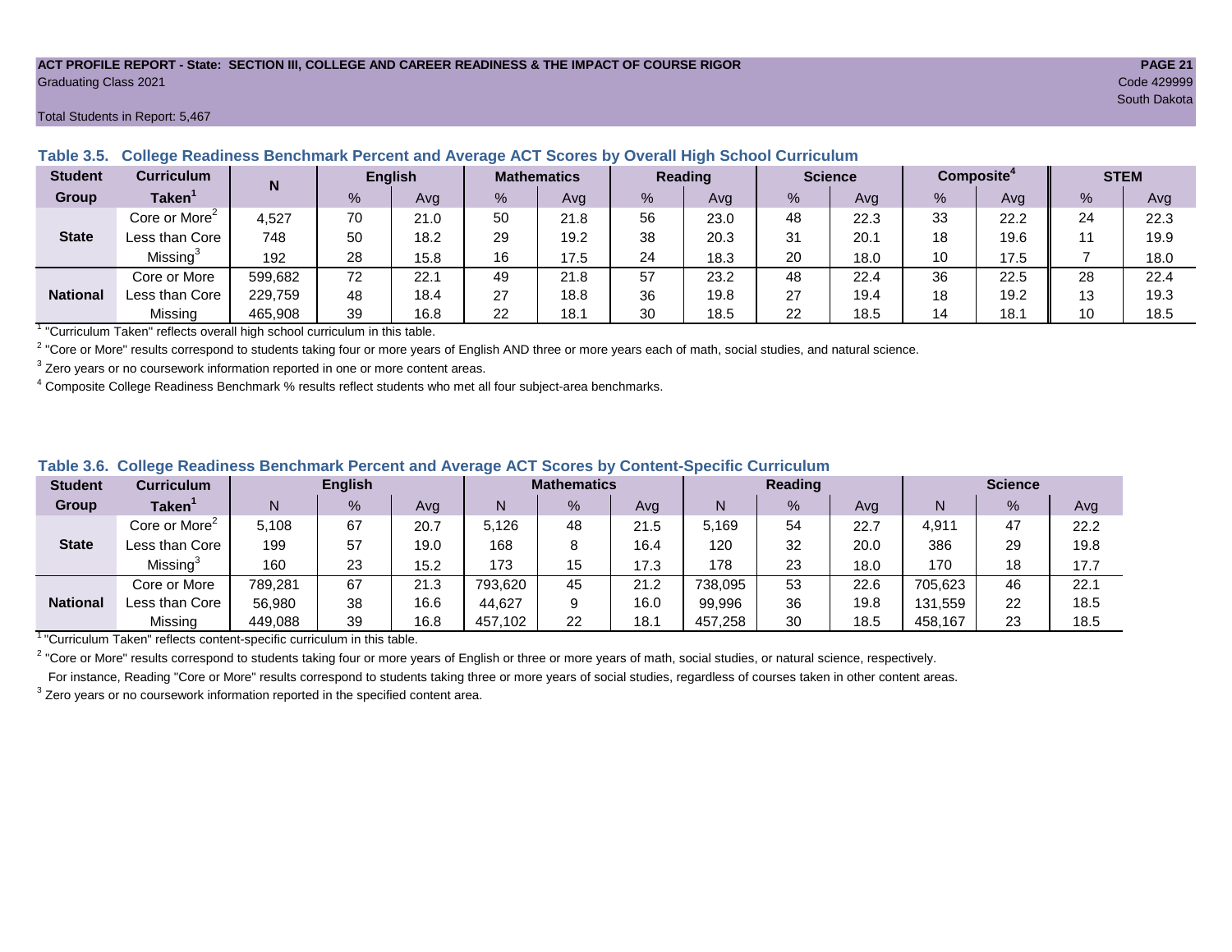ACT PROFILE REPORT - State: SECTION III, COLLEGE AND CAREER READINESS & THE IMPACT OF COURSE RIGOR

Graduating Class 2021

Code 429999

South Dakota

Total Students in Report: 5,467

### Table 3.5. College Readiness Benchmark Percent and Average ACT Scores by Overall High School Curriculum

| Student Group | Curriculum Taken[1] | N | English | | Mathematics | | Reading | | Science | | Composite[4] | | STEM | |
|---|---|---|---|---|---|---|---|---|---|---|---|---|---|---|
| | | | % | Avg | % | Avg | % | Avg | % | Avg | % | Avg | % | Avg |
| State | Core or More[2] | 4,527 | 70 | 21.0 | 50 | 21.8 | 56 | 23.0 | 48 | 22.3 | 33 | 22.2 | 24 | 22.3 |
| | Less than Core | 748 | 50 | 18.2 | 29 | 19.2 | 38 | 20.3 | 31 | 20.1 | 18 | 19.6 | 11 | 19.9 |
| | Missing[3] | 192 | 28 | 15.8 | 16 | 17.5 | 24 | 18.3 | 20 | 18.0 | 10 | 17.5 | 7 | 18.0 |
| National | Core or More | 599,682 | 72 | 22.1 | 49 | 21.8 | 57 | 23.2 | 48 | 22.4 | 36 | 22.5 | 28 | 22.4 |
| | Less than Core | 229,759 | 48 | 18.4 | 27 | 18.8 | 36 | 19.8 | 27 | 19.4 | 18 | 19.2 | 13 | 19.3 |
| | Missing | 465,908 | 39 | 16.8 | 22 | 18.1 | 30 | 18.5 | 22 | 18.5 | 14 | 18.1 | 10 | 18.5 |

[1] "Curriculum Taken" reflects overall high school curriculum in this table.

[2] "Core or More" results correspond to students taking four or more years of English AND three or more years each of math, social studies, and natural science.

[3] Zero years or no coursework information reported in one or more content areas.

[4] Composite College Readiness Benchmark % results reflect students who met all four subject-area benchmarks.

### Table 3.6. College Readiness Benchmark Percent and Average ACT Scores by Content-Specific Curriculum

| Student Group | Curriculum Taken[1] | English | | | Mathematics | | | Reading | | | Science | | |
|---|---|---|---|---|---|---|---|---|---|---|---|---|---|
| | | N | % | Avg | N | % | Avg | N | % | Avg | N | % | Avg |
| State | Core or More[2] | 5,108 | 67 | 20.7 | 5,126 | 48 | 21.5 | 5,169 | 54 | 22.7 | 4,911 | 47 | 22.2 |
| | Less than Core | 199 | 57 | 19.0 | 168 | 8 | 16.4 | 120 | 32 | 20.0 | 386 | 29 | 19.8 |
| | Missing[3] | 160 | 23 | 15.2 | 173 | 15 | 17.3 | 178 | 23 | 18.0 | 170 | 18 | 17.7 |
| National | Core or More | 789,281 | 67 | 21.3 | 793,620 | 45 | 21.2 | 738,095 | 53 | 22.6 | 705,623 | 46 | 22.1 |
| | Less than Core | 56,980 | 38 | 16.6 | 44,627 | 9 | 16.0 | 99,996 | 36 | 19.8 | 131,559 | 22 | 18.5 |
| | Missing | 449,088 | 39 | 16.8 | 457,102 | 22 | 18.1 | 457,258 | 30 | 18.5 | 458,167 | 23 | 18.5 |

[1] "Curriculum Taken" reflects content-specific curriculum in this table.

[2] "Core or More" results correspond to students taking four or more years of English or three or more years of math, social studies, or natural science, respectively.
For instance, Reading "Core or More" results correspond to students taking three or more years of social studies, regardless of courses taken in other content areas.

[3] Zero years or no coursework information reported in the specified content area.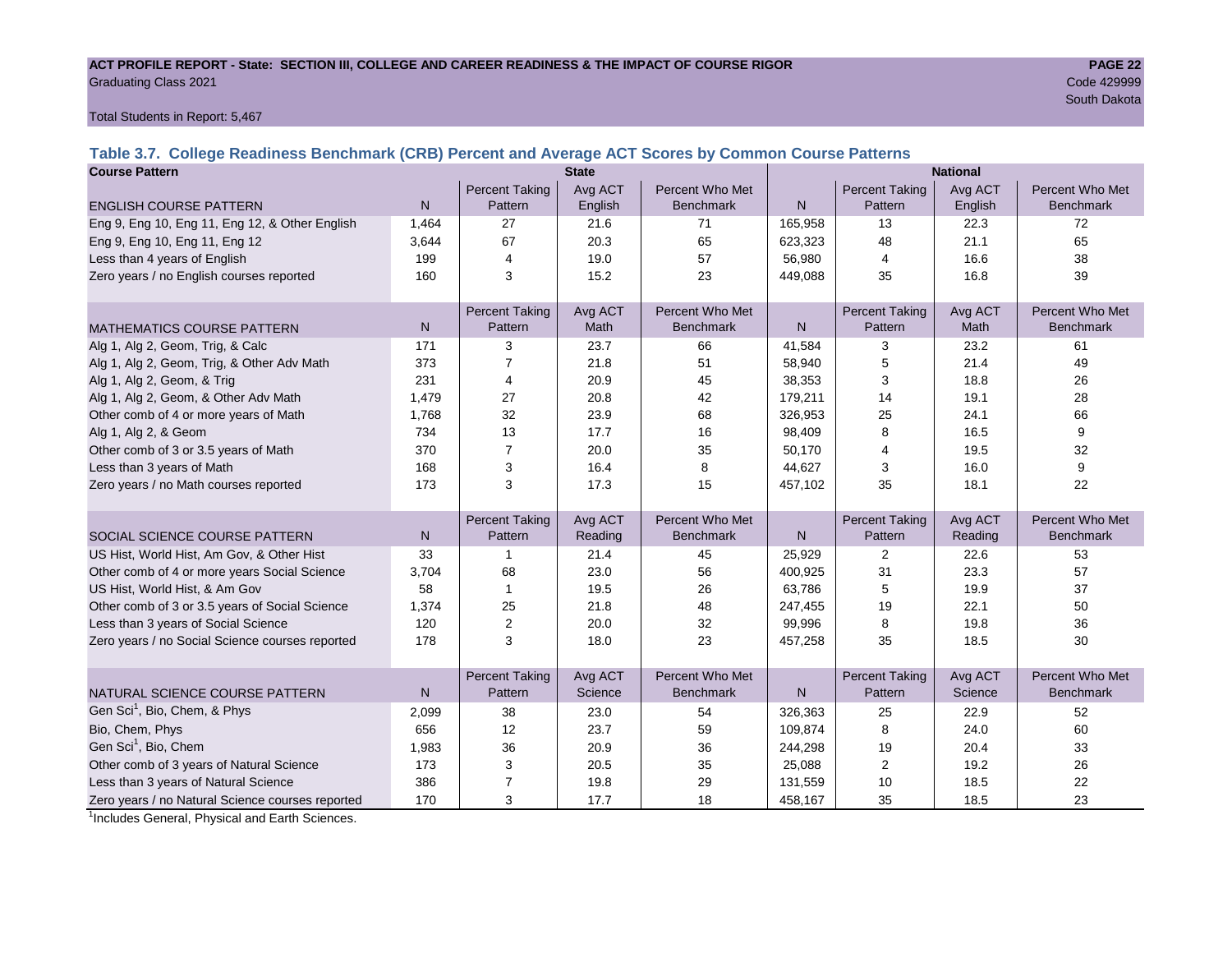ACT PROFILE REPORT - State: SECTION III, COLLEGE AND CAREER READINESS & THE IMPACT OF COURSE RIGOR

Graduating Class 2021

Code 429999

South Dakota

Total Students in Report: 5,467

## Table 3.7. College Readiness Benchmark (CRB) Percent and Average ACT Scores by Common Course Patterns

| Course Pattern | State | | | | National | | | |
|---|---|---|---|---|---|---|---|---|
| ENGLISH COURSE PATTERN | N | Percent Taking Pattern | Avg ACT English | Percent Who Met Benchmark | N | Percent Taking Pattern | Avg ACT English | Percent Who Met Benchmark |
| Eng 9, Eng 10, Eng 11, Eng 12, & Other English | 1,464 | 27 | 21.6 | 71 | 165,958 | 13 | 22.3 | 72 |
| Eng 9, Eng 10, Eng 11, Eng 12 | 3,644 | 67 | 20.3 | 65 | 623,323 | 48 | 21.1 | 65 |
| Less than 4 years of English | 199 | 4 | 19.0 | 57 | 56,980 | 4 | 16.6 | 38 |
| Zero years / no English courses reported | 160 | 3 | 15.2 | 23 | 449,088 | 35 | 16.8 | 39 |
| MATHEMATICS COURSE PATTERN | N | Percent Taking Pattern | Avg ACT Math | Percent Who Met Benchmark | N | Percent Taking Pattern | Avg ACT Math | Percent Who Met Benchmark |
| Alg 1, Alg 2, Geom, Trig, & Calc | 171 | 3 | 23.7 | 66 | 41,584 | 3 | 23.2 | 61 |
| Alg 1, Alg 2, Geom, Trig, & Other Adv Math | 373 | 7 | 21.8 | 51 | 58,940 | 5 | 21.4 | 49 |
| Alg 1, Alg 2, Geom, & Trig | 231 | 4 | 20.9 | 45 | 38,353 | 3 | 18.8 | 26 |
| Alg 1, Alg 2, Geom, & Other Adv Math | 1,479 | 27 | 20.8 | 42 | 179,211 | 14 | 19.1 | 28 |
| Other comb of 4 or more years of Math | 1,768 | 32 | 23.9 | 68 | 326,953 | 25 | 24.1 | 66 |
| Alg 1, Alg 2, & Geom | 734 | 13 | 17.7 | 16 | 98,409 | 8 | 16.5 | 9 |
| Other comb of 3 or 3.5 years of Math | 370 | 7 | 20.0 | 35 | 50,170 | 4 | 19.5 | 32 |
| Less than 3 years of Math | 168 | 3 | 16.4 | 8 | 44,627 | 3 | 16.0 | 9 |
| Zero years / no Math courses reported | 173 | 3 | 17.3 | 15 | 457,102 | 35 | 18.1 | 22 |
| SOCIAL SCIENCE COURSE PATTERN | N | Percent Taking Pattern | Avg ACT Reading | Percent Who Met Benchmark | N | Percent Taking Pattern | Avg ACT Reading | Percent Who Met Benchmark |
| US Hist, World Hist, Am Gov, & Other Hist | 33 | 1 | 21.4 | 45 | 25,929 | 2 | 22.6 | 53 |
| Other comb of 4 or more years Social Science | 3,704 | 68 | 23.0 | 56 | 400,925 | 31 | 23.3 | 57 |
| US Hist, World Hist, & Am Gov | 58 | 1 | 19.5 | 26 | 63,786 | 5 | 19.9 | 37 |
| Other comb of 3 or 3.5 years of Social Science | 1,374 | 25 | 21.8 | 48 | 247,455 | 19 | 22.1 | 50 |
| Less than 3 years of Social Science | 120 | 2 | 20.0 | 32 | 99,996 | 8 | 19.8 | 36 |
| Zero years / no Social Science courses reported | 178 | 3 | 18.0 | 23 | 457,258 | 35 | 18.5 | 30 |
| NATURAL SCIENCE COURSE PATTERN | N | Percent Taking Pattern | Avg ACT Science | Percent Who Met Benchmark | N | Percent Taking Pattern | Avg ACT Science | Percent Who Met Benchmark |
| Gen Sci[1], Bio, Chem, & Phys | 2,099 | 38 | 23.0 | 54 | 326,363 | 25 | 22.9 | 52 |
| Bio, Chem, Phys | 656 | 12 | 23.7 | 59 | 109,874 | 8 | 24.0 | 60 |
| Gen Sci[1], Bio, Chem | 1,983 | 36 | 20.9 | 36 | 244,298 | 19 | 20.4 | 33 |
| Other comb of 3 years of Natural Science | 173 | 3 | 20.5 | 35 | 25,088 | 2 | 19.2 | 26 |
| Less than 3 years of Natural Science | 386 | 7 | 19.8 | 29 | 131,559 | 10 | 18.5 | 22 |
| Zero years / no Natural Science courses reported | 170 | 3 | 17.7 | 18 | 458,167 | 35 | 18.5 | 23 |

[1]Includes General, Physical and Earth Sciences.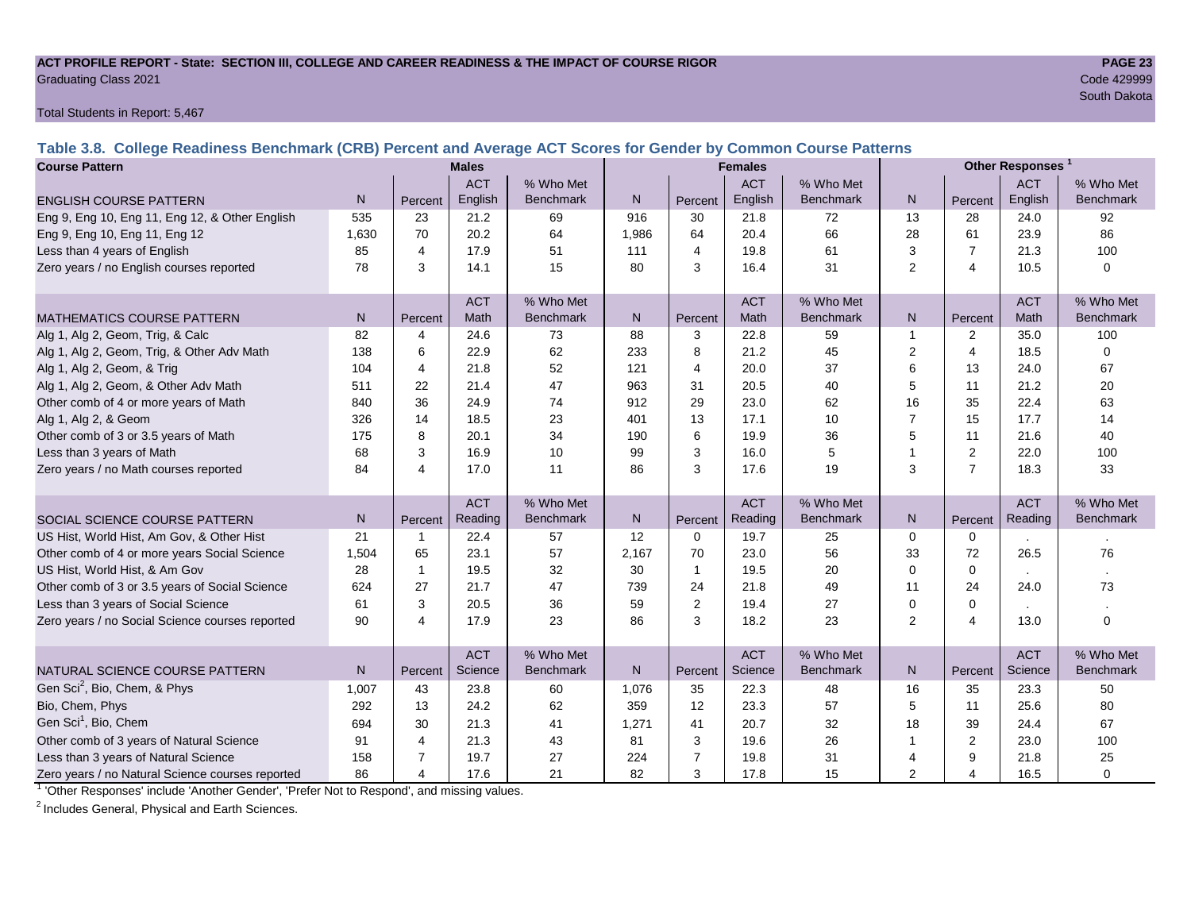**ACT PROFILE REPORT - State: SECTION III, COLLEGE AND CAREER READINESS & THE IMPACT OF COURSE RIGOR**

Graduating Class 2021

Code 429999

South Dakota

Total Students in Report: 5,467

## Table 3.8. College Readiness Benchmark (CRB) Percent and Average ACT Scores for Gender by Common Course Patterns

| Course Pattern | Males | | | | Females | | | | Other Responses [1] | | | |
|---|---|---|---|---|---|---|---|---|---|---|---|---|
| ENGLISH COURSE PATTERN | N | Percent | ACT English | % Who Met Benchmark | N | Percent | ACT English | % Who Met Benchmark | N | Percent | ACT English | % Who Met Benchmark |
| Eng 9, Eng 10, Eng 11, Eng 12, & Other English | 535 | 23 | 21.2 | 69 | 916 | 30 | 21.8 | 72 | 13 | 28 | 24.0 | 92 |
| Eng 9, Eng 10, Eng 11, Eng 12 | 1,630 | 70 | 20.2 | 64 | 1,986 | 64 | 20.4 | 66 | 28 | 61 | 23.9 | 86 |
| Less than 4 years of English | 85 | 4 | 17.9 | 51 | 111 | 4 | 19.8 | 61 | 3 | 7 | 21.3 | 100 |
| Zero years / no English courses reported | 78 | 3 | 14.1 | 15 | 80 | 3 | 16.4 | 31 | 2 | 4 | 10.5 | 0 |
| MATHEMATICS COURSE PATTERN | N | Percent | ACT Math | % Who Met Benchmark | N | Percent | ACT Math | % Who Met Benchmark | N | Percent | ACT Math | % Who Met Benchmark |
| Alg 1, Alg 2, Geom, Trig, & Calc | 82 | 4 | 24.6 | 73 | 88 | 3 | 22.8 | 59 | 1 | 2 | 35.0 | 100 |
| Alg 1, Alg 2, Geom, Trig, & Other Adv Math | 138 | 6 | 22.9 | 62 | 233 | 8 | 21.2 | 45 | 2 | 4 | 18.5 | 0 |
| Alg 1, Alg 2, Geom, & Trig | 104 | 4 | 21.8 | 52 | 121 | 4 | 20.0 | 37 | 6 | 13 | 24.0 | 67 |
| Alg 1, Alg 2, Geom, & Other Adv Math | 511 | 22 | 21.4 | 47 | 963 | 31 | 20.5 | 40 | 5 | 11 | 21.2 | 20 |
| Other comb of 4 or more years of Math | 840 | 36 | 24.9 | 74 | 912 | 29 | 23.0 | 62 | 16 | 35 | 22.4 | 63 |
| Alg 1, Alg 2, & Geom | 326 | 14 | 18.5 | 23 | 401 | 13 | 17.1 | 10 | 7 | 15 | 17.7 | 14 |
| Other comb of 3 or 3.5 years of Math | 175 | 8 | 20.1 | 34 | 190 | 6 | 19.9 | 36 | 5 | 11 | 21.6 | 40 |
| Less than 3 years of Math | 68 | 3 | 16.9 | 10 | 99 | 3 | 16.0 | 5 | 1 | 2 | 22.0 | 100 |
| Zero years / no Math courses reported | 84 | 4 | 17.0 | 11 | 86 | 3 | 17.6 | 19 | 3 | 7 | 18.3 | 33 |
| SOCIAL SCIENCE COURSE PATTERN | N | Percent | ACT Reading | % Who Met Benchmark | N | Percent | ACT Reading | % Who Met Benchmark | N | Percent | ACT Reading | % Who Met Benchmark |
| US Hist, World Hist, Am Gov, & Other Hist | 21 | 1 | 22.4 | 57 | 12 | 0 | 19.7 | 25 | 0 | 0 | . | . |
| Other comb of 4 or more years Social Science | 1,504 | 65 | 23.1 | 57 | 2,167 | 70 | 23.0 | 56 | 33 | 72 | 26.5 | 76 |
| US Hist, World Hist, & Am Gov | 28 | 1 | 19.5 | 32 | 30 | 1 | 19.5 | 20 | 0 | 0 | . | . |
| Other comb of 3 or 3.5 years of Social Science | 624 | 27 | 21.7 | 47 | 739 | 24 | 21.8 | 49 | 11 | 24 | 24.0 | 73 |
| Less than 3 years of Social Science | 61 | 3 | 20.5 | 36 | 59 | 2 | 19.4 | 27 | 0 | 0 | . | . |
| Zero years / no Social Science courses reported | 90 | 4 | 17.9 | 23 | 86 | 3 | 18.2 | 23 | 2 | 4 | 13.0 | 0 |
| NATURAL SCIENCE COURSE PATTERN | N | Percent | ACT Science | % Who Met Benchmark | N | Percent | ACT Science | % Who Met Benchmark | N | Percent | ACT Science | % Who Met Benchmark |
| Gen Sci[2], Bio, Chem, & Phys | 1,007 | 43 | 23.8 | 60 | 1,076 | 35 | 22.3 | 48 | 16 | 35 | 23.3 | 50 |
| Bio, Chem, Phys | 292 | 13 | 24.2 | 62 | 359 | 12 | 23.3 | 57 | 5 | 11 | 25.6 | 80 |
| Gen Sci[1], Bio, Chem | 694 | 30 | 21.3 | 41 | 1,271 | 41 | 20.7 | 32 | 18 | 39 | 24.4 | 67 |
| Other comb of 3 years of Natural Science | 91 | 4 | 21.3 | 43 | 81 | 3 | 19.6 | 26 | 1 | 2 | 23.0 | 100 |
| Less than 3 years of Natural Science | 158 | 7 | 19.7 | 27 | 224 | 7 | 19.8 | 31 | 4 | 9 | 21.8 | 25 |
| Zero years / no Natural Science courses reported | 86 | 4 | 17.6 | 21 | 82 | 3 | 17.8 | 15 | 2 | 4 | 16.5 | 0 |

[1] 'Other Responses' include 'Another Gender', 'Prefer Not to Respond', and missing values.

[2] Includes General, Physical and Earth Sciences.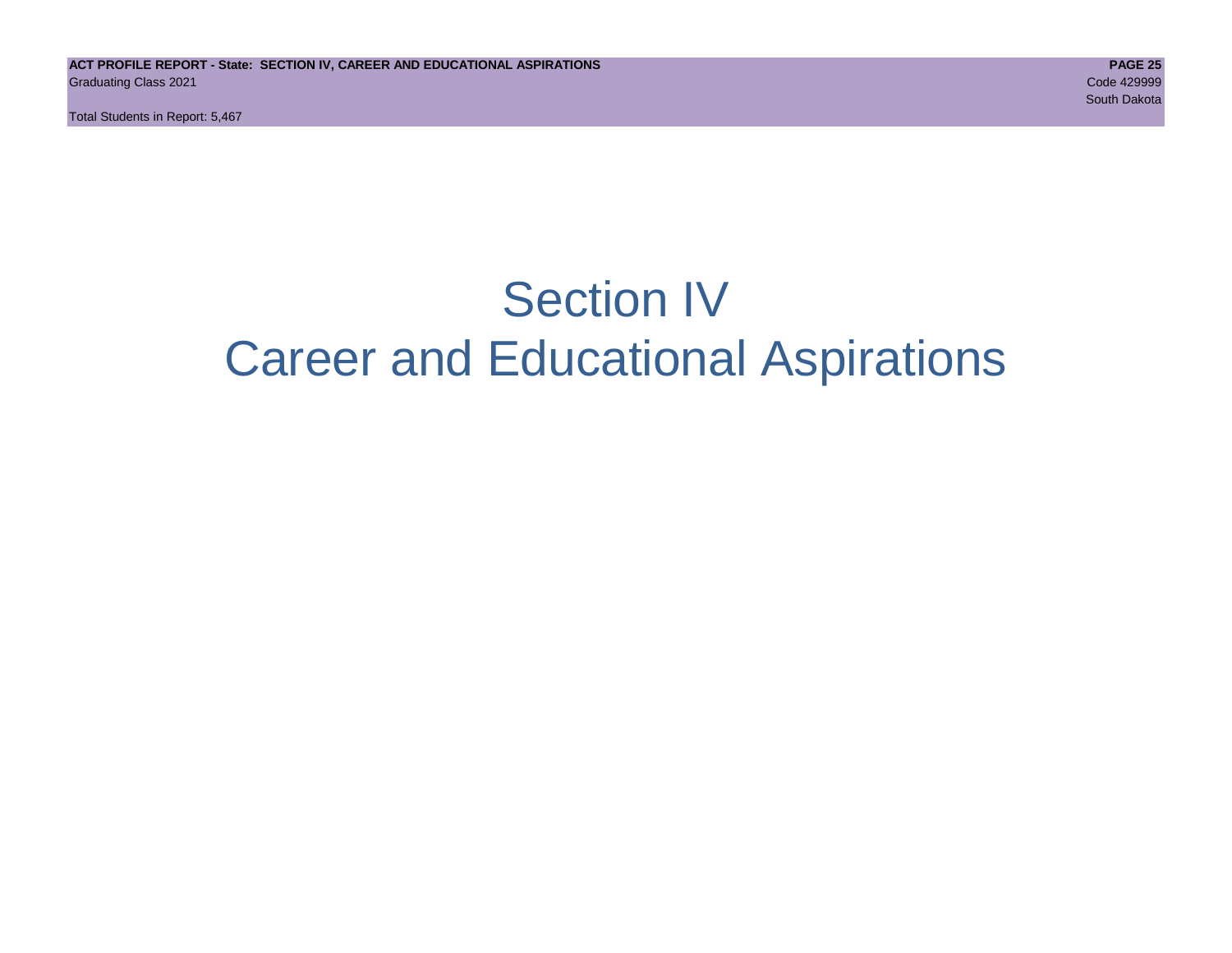# Section IV
# Career and Educational Aspirations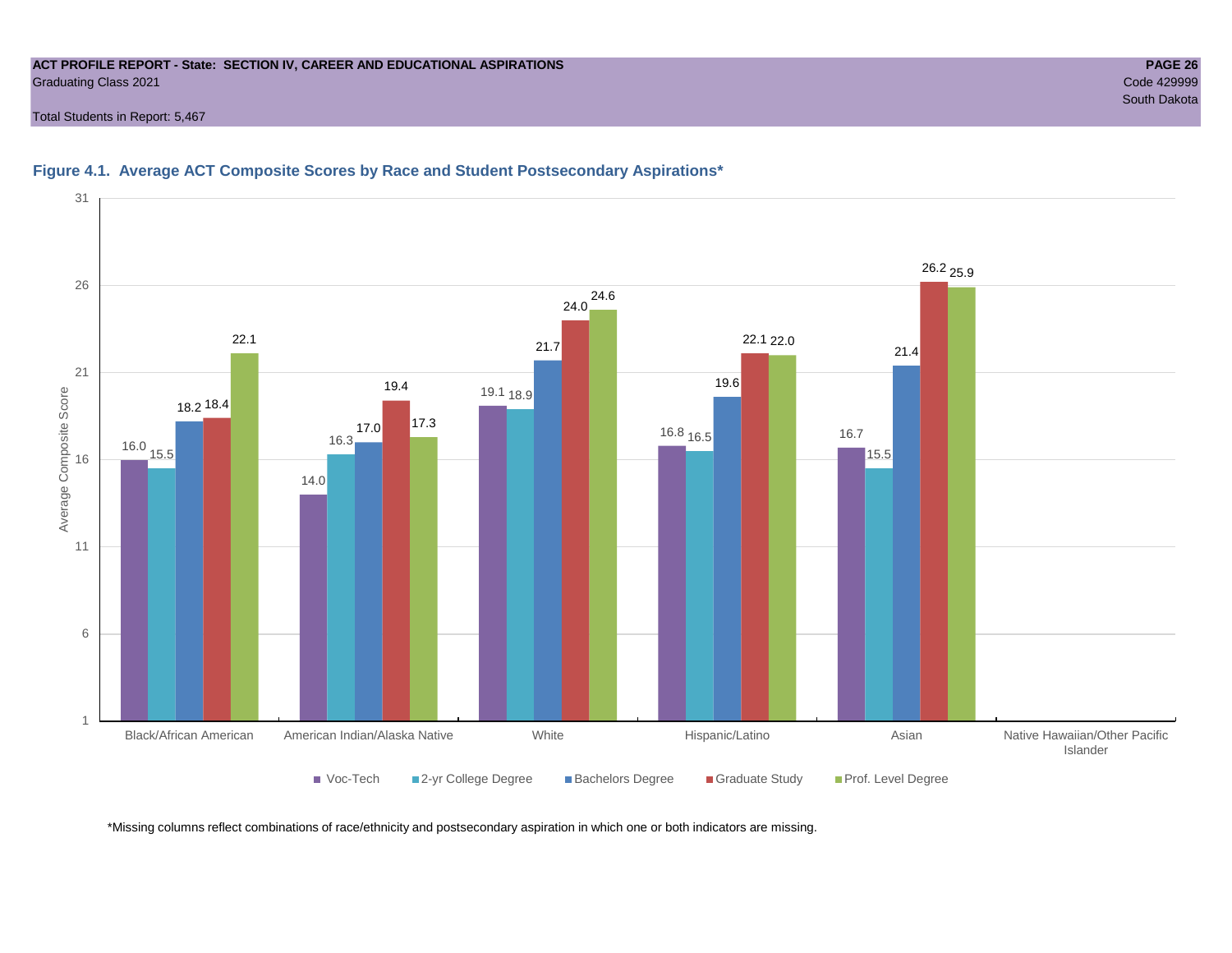ACT PROFILE REPORT - State: SECTION IV, CAREER AND EDUCATIONAL ASPIRATIONS
Graduating Class 2021

Total Students in Report: 5,467

Code 429999
South Dakota

### Figure 4.1. Average ACT Composite Scores by Race and Student Postsecondary Aspirations*

| Race/Ethnicity | Voc-Tech | 2-yr College Degree | Bachelors Degree | Graduate Study | Prof. Level Degree |
|---|---|---|---|---|---|
| Black/African American | 16.0 | 15.5 | 18.2 | 18.4 | 22.1 |
| American Indian/Alaska Native | 14.0 | 16.3 | 17.0 | 19.4 | 17.3 |
| White | 19.1 | 18.9 | 21.7 | 24.0 | 24.6 |
| Hispanic/Latino | 16.8 | 16.5 | 19.6 | 22.1 | 22.0 |
| Asian | 16.7 | 15.5 | 21.4 | 26.2 | 25.9 |
| Native Hawaiian/Other Pacific Islander | | | | | |

*Missing columns reflect combinations of race/ethnicity and postsecondary aspiration in which one or both indicators are missing.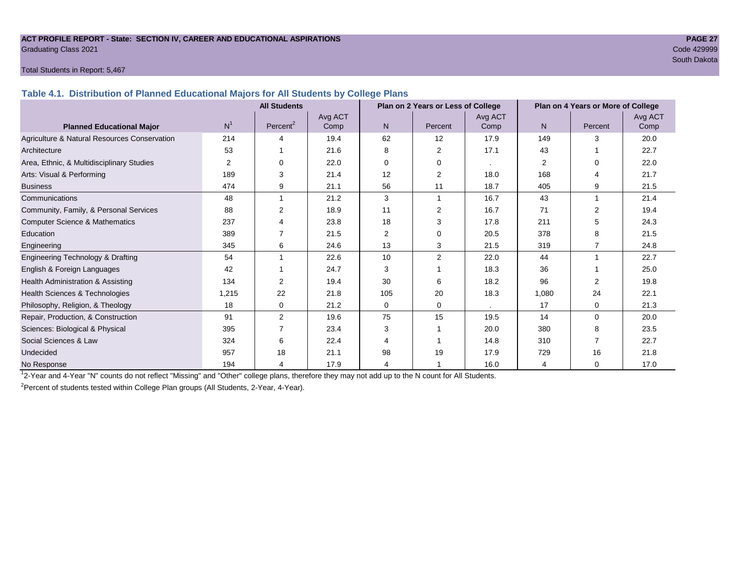**ACT PROFILE REPORT - State: SECTION IV, CAREER AND EDUCATIONAL ASPIRATIONS**

Graduating Class 2021

Code 429999

South Dakota

Total Students in Report: 5,467

### Table 4.1. Distribution of Planned Educational Majors for All Students by College Plans

| Planned Educational Major | All Students | | | Plan on 2 Years or Less of College | | | Plan on 4 Years or More of College | | |
|---|---|---|---|---|---|---|---|---|---|
| | N[1] | Percent[2] | Avg ACT Comp | N | Percent | Avg ACT Comp | N | Percent | Avg ACT Comp |
| Agriculture & Natural Resources Conservation | 214 | 4 | 19.4 | 62 | 12 | 17.9 | 149 | 3 | 20.0 |
| Architecture | 53 | 1 | 21.6 | 8 | 2 | 17.1 | 43 | 1 | 22.7 |
| Area, Ethnic, & Multidisciplinary Studies | 2 | 0 | 22.0 | 0 | 0 | . | 2 | 0 | 22.0 |
| Arts: Visual & Performing | 189 | 3 | 21.4 | 12 | 2 | 18.0 | 168 | 4 | 21.7 |
| Business | 474 | 9 | 21.1 | 56 | 11 | 18.7 | 405 | 9 | 21.5 |
| Communications | 48 | 1 | 21.2 | 3 | 1 | 16.7 | 43 | 1 | 21.4 |
| Community, Family, & Personal Services | 88 | 2 | 18.9 | 11 | 2 | 16.7 | 71 | 2 | 19.4 |
| Computer Science & Mathematics | 237 | 4 | 23.8 | 18 | 3 | 17.8 | 211 | 5 | 24.3 |
| Education | 389 | 7 | 21.5 | 2 | 0 | 20.5 | 378 | 8 | 21.5 |
| Engineering | 345 | 6 | 24.6 | 13 | 3 | 21.5 | 319 | 7 | 24.8 |
| Engineering Technology & Drafting | 54 | 1 | 22.6 | 10 | 2 | 22.0 | 44 | 1 | 22.7 |
| English & Foreign Languages | 42 | 1 | 24.7 | 3 | 1 | 18.3 | 36 | 1 | 25.0 |
| Health Administration & Assisting | 134 | 2 | 19.4 | 30 | 6 | 18.2 | 96 | 2 | 19.8 |
| Health Sciences & Technologies | 1,215 | 22 | 21.8 | 105 | 20 | 18.3 | 1,080 | 24 | 22.1 |
| Philosophy, Religion, & Theology | 18 | 0 | 21.2 | 0 | 0 | . | 17 | 0 | 21.3 |
| Repair, Production, & Construction | 91 | 2 | 19.6 | 75 | 15 | 19.5 | 14 | 0 | 20.0 |
| Sciences: Biological & Physical | 395 | 7 | 23.4 | 3 | 1 | 20.0 | 380 | 8 | 23.5 |
| Social Sciences & Law | 324 | 6 | 22.4 | 4 | 1 | 14.8 | 310 | 7 | 22.7 |
| Undecided | 957 | 18 | 21.1 | 98 | 19 | 17.9 | 729 | 16 | 21.8 |
| No Response | 194 | 4 | 17.9 | 4 | 1 | 16.0 | 4 | 0 | 17.0 |

[1]2-Year and 4-Year "N" counts do not reflect "Missing" and "Other" college plans, therefore they may not add up to the N count for All Students.

[2]Percent of students tested within College Plan groups (All Students, 2-Year, 4-Year).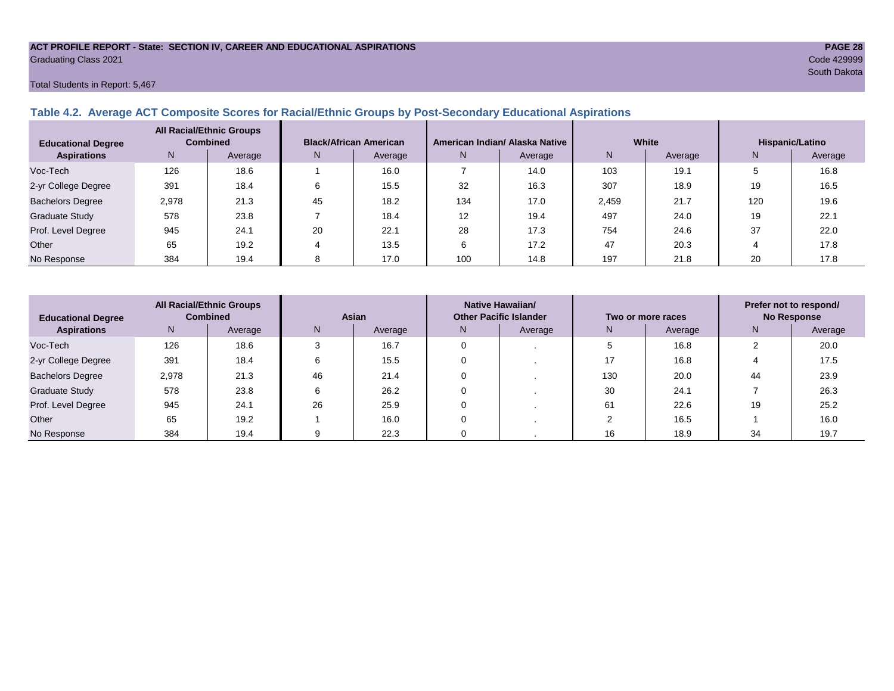ACT PROFILE REPORT - State: SECTION IV, CAREER AND EDUCATIONAL ASPIRATIONS
Graduating Class 2021

Code 429999
South Dakota

Total Students in Report: 5,467

## Table 4.2. Average ACT Composite Scores for Racial/Ethnic Groups by Post-Secondary Educational Aspirations

| Educational Degree Aspirations | All Racial/Ethnic Groups Combined | | Black/African American | | American Indian/ Alaska Native | | White | | Hispanic/Latino | |
|---|---|---|---|---|---|---|---|---|---|---|
| | N | Average | N | Average | N | Average | N | Average | N | Average |
| Voc-Tech | 126 | 18.6 | 1 | 16.0 | 7 | 14.0 | 103 | 19.1 | 5 | 16.8 |
| 2-yr College Degree | 391 | 18.4 | 6 | 15.5 | 32 | 16.3 | 307 | 18.9 | 19 | 16.5 |
| Bachelors Degree | 2,978 | 21.3 | 45 | 18.2 | 134 | 17.0 | 2,459 | 21.7 | 120 | 19.6 |
| Graduate Study | 578 | 23.8 | 7 | 18.4 | 12 | 19.4 | 497 | 24.0 | 19 | 22.1 |
| Prof. Level Degree | 945 | 24.1 | 20 | 22.1 | 28 | 17.3 | 754 | 24.6 | 37 | 22.0 |
| Other | 65 | 19.2 | 4 | 13.5 | 6 | 17.2 | 47 | 20.3 | 4 | 17.8 |
| No Response | 384 | 19.4 | 8 | 17.0 | 100 | 14.8 | 197 | 21.8 | 20 | 17.8 |

| Educational Degree Aspirations | All Racial/Ethnic Groups Combined | | Asian | | Native Hawaiian/ Other Pacific Islander | | Two or more races | | Prefer not to respond/ No Response | |
|---|---|---|---|---|---|---|---|---|---|---|
| | N | Average | N | Average | N | Average | N | Average | N | Average |
| Voc-Tech | 126 | 18.6 | 3 | 16.7 | 0 | . | 5 | 16.8 | 2 | 20.0 |
| 2-yr College Degree | 391 | 18.4 | 6 | 15.5 | 0 | . | 17 | 16.8 | 4 | 17.5 |
| Bachelors Degree | 2,978 | 21.3 | 46 | 21.4 | 0 | . | 130 | 20.0 | 44 | 23.9 |
| Graduate Study | 578 | 23.8 | 6 | 26.2 | 0 | . | 30 | 24.1 | 7 | 26.3 |
| Prof. Level Degree | 945 | 24.1 | 26 | 25.9 | 0 | . | 61 | 22.6 | 19 | 25.2 |
| Other | 65 | 19.2 | 1 | 16.0 | 0 | . | 2 | 16.5 | 1 | 16.0 |
| No Response | 384 | 19.4 | 9 | 22.3 | 0 | . | 16 | 18.9 | 34 | 19.7 |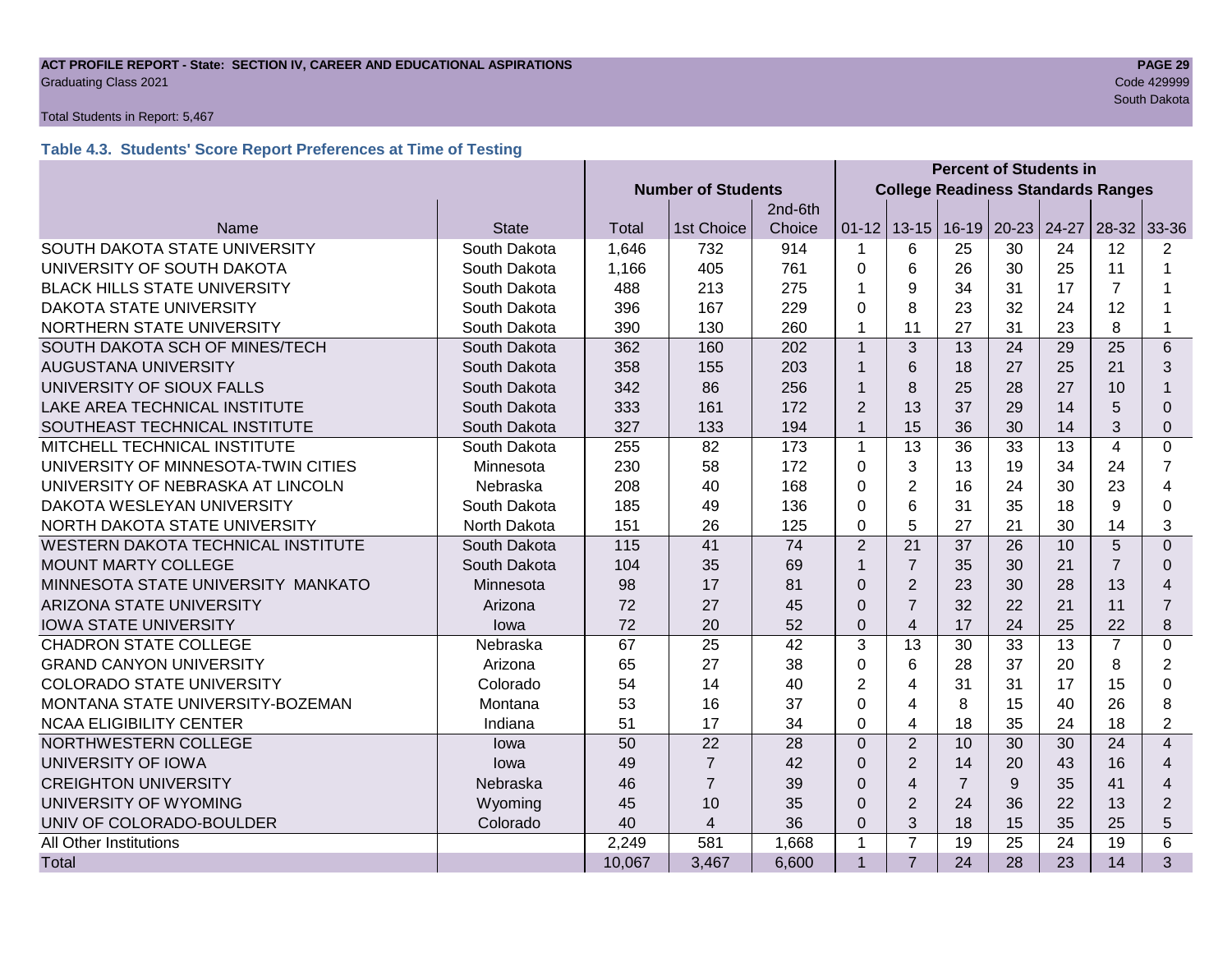**ACT PROFILE REPORT - State: SECTION IV, CAREER AND EDUCATIONAL ASPIRATIONS**
Graduating Class 2021

Code 429999
South Dakota

Total Students in Report: 5,467

### Table 4.3. Students' Score Report Preferences at Time of Testing

| | | Number of Students | | | Percent of Students in College Readiness Standards Ranges | | | | | | |
|---|---|---|---|---|---|---|---|---|---|---|---|
| Name | State | Total | 1st Choice | 2nd-6th Choice | 01-12 | 13-15 | 16-19 | 20-23 | 24-27 | 28-32 | 33-36 |
| SOUTH DAKOTA STATE UNIVERSITY | South Dakota | 1,646 | 732 | 914 | 1 | 6 | 25 | 30 | 24 | 12 | 2 |
| UNIVERSITY OF SOUTH DAKOTA | South Dakota | 1,166 | 405 | 761 | 0 | 6 | 26 | 30 | 25 | 11 | 1 |
| BLACK HILLS STATE UNIVERSITY | South Dakota | 488 | 213 | 275 | 1 | 9 | 34 | 31 | 17 | 7 | 1 |
| DAKOTA STATE UNIVERSITY | South Dakota | 396 | 167 | 229 | 0 | 8 | 23 | 32 | 24 | 12 | 1 |
| NORTHERN STATE UNIVERSITY | South Dakota | 390 | 130 | 260 | 1 | 11 | 27 | 31 | 23 | 8 | 1 |
| SOUTH DAKOTA SCH OF MINES/TECH | South Dakota | 362 | 160 | 202 | 1 | 3 | 13 | 24 | 29 | 25 | 6 |
| AUGUSTANA UNIVERSITY | South Dakota | 358 | 155 | 203 | 1 | 6 | 18 | 27 | 25 | 21 | 3 |
| UNIVERSITY OF SIOUX FALLS | South Dakota | 342 | 86 | 256 | 1 | 8 | 25 | 28 | 27 | 10 | 1 |
| LAKE AREA TECHNICAL INSTITUTE | South Dakota | 333 | 161 | 172 | 2 | 13 | 37 | 29 | 14 | 5 | 0 |
| SOUTHEAST TECHNICAL INSTITUTE | South Dakota | 327 | 133 | 194 | 1 | 15 | 36 | 30 | 14 | 3 | 0 |
| MITCHELL TECHNICAL INSTITUTE | South Dakota | 255 | 82 | 173 | 1 | 13 | 36 | 33 | 13 | 4 | 0 |
| UNIVERSITY OF MINNESOTA-TWIN CITIES | Minnesota | 230 | 58 | 172 | 0 | 3 | 13 | 19 | 34 | 24 | 7 |
| UNIVERSITY OF NEBRASKA AT LINCOLN | Nebraska | 208 | 40 | 168 | 0 | 2 | 16 | 24 | 30 | 23 | 4 |
| DAKOTA WESLEYAN UNIVERSITY | South Dakota | 185 | 49 | 136 | 0 | 6 | 31 | 35 | 18 | 9 | 0 |
| NORTH DAKOTA STATE UNIVERSITY | North Dakota | 151 | 26 | 125 | 0 | 5 | 27 | 21 | 30 | 14 | 3 |
| WESTERN DAKOTA TECHNICAL INSTITUTE | South Dakota | 115 | 41 | 74 | 2 | 21 | 37 | 26 | 10 | 5 | 0 |
| MOUNT MARTY COLLEGE | South Dakota | 104 | 35 | 69 | 1 | 7 | 35 | 30 | 21 | 7 | 0 |
| MINNESOTA STATE UNIVERSITY MANKATO | Minnesota | 98 | 17 | 81 | 0 | 2 | 23 | 30 | 28 | 13 | 4 |
| ARIZONA STATE UNIVERSITY | Arizona | 72 | 27 | 45 | 0 | 7 | 32 | 22 | 21 | 11 | 7 |
| IOWA STATE UNIVERSITY | Iowa | 72 | 20 | 52 | 0 | 4 | 17 | 24 | 25 | 22 | 8 |
| CHADRON STATE COLLEGE | Nebraska | 67 | 25 | 42 | 3 | 13 | 30 | 33 | 13 | 7 | 0 |
| GRAND CANYON UNIVERSITY | Arizona | 65 | 27 | 38 | 0 | 6 | 28 | 37 | 20 | 8 | 2 |
| COLORADO STATE UNIVERSITY | Colorado | 54 | 14 | 40 | 2 | 4 | 31 | 31 | 17 | 15 | 0 |
| MONTANA STATE UNIVERSITY-BOZEMAN | Montana | 53 | 16 | 37 | 0 | 4 | 8 | 15 | 40 | 26 | 8 |
| NCAA ELIGIBILITY CENTER | Indiana | 51 | 17 | 34 | 0 | 4 | 18 | 35 | 24 | 18 | 2 |
| NORTHWESTERN COLLEGE | Iowa | 50 | 22 | 28 | 0 | 2 | 10 | 30 | 30 | 24 | 4 |
| UNIVERSITY OF IOWA | Iowa | 49 | 7 | 42 | 0 | 2 | 14 | 20 | 43 | 16 | 4 |
| CREIGHTON UNIVERSITY | Nebraska | 46 | 7 | 39 | 0 | 4 | 7 | 9 | 35 | 41 | 4 |
| UNIVERSITY OF WYOMING | Wyoming | 45 | 10 | 35 | 0 | 2 | 24 | 36 | 22 | 13 | 2 |
| UNIV OF COLORADO-BOULDER | Colorado | 40 | 4 | 36 | 0 | 3 | 18 | 15 | 35 | 25 | 5 |
| All Other Institutions | | 2,249 | 581 | 1,668 | 1 | 7 | 19 | 25 | 24 | 19 | 6 |
| Total | | 10,067 | 3,467 | 6,600 | 1 | 7 | 24 | 28 | 23 | 14 | 3 |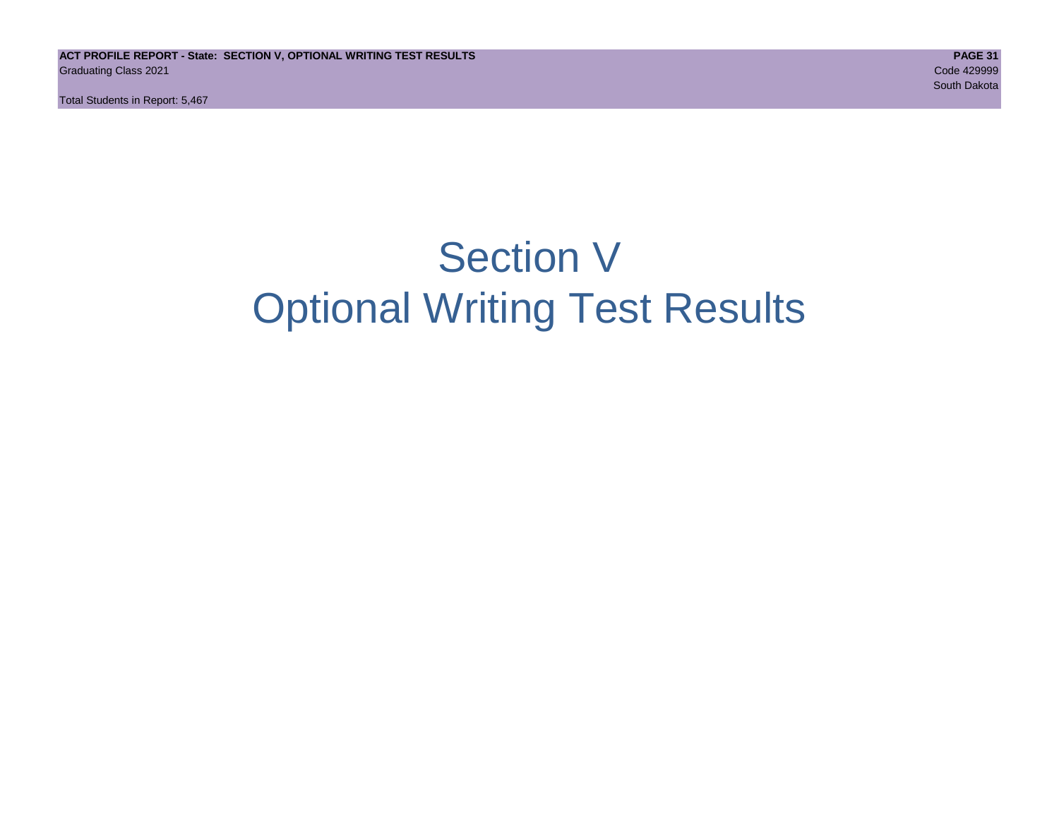# Section V
# Optional Writing Test Results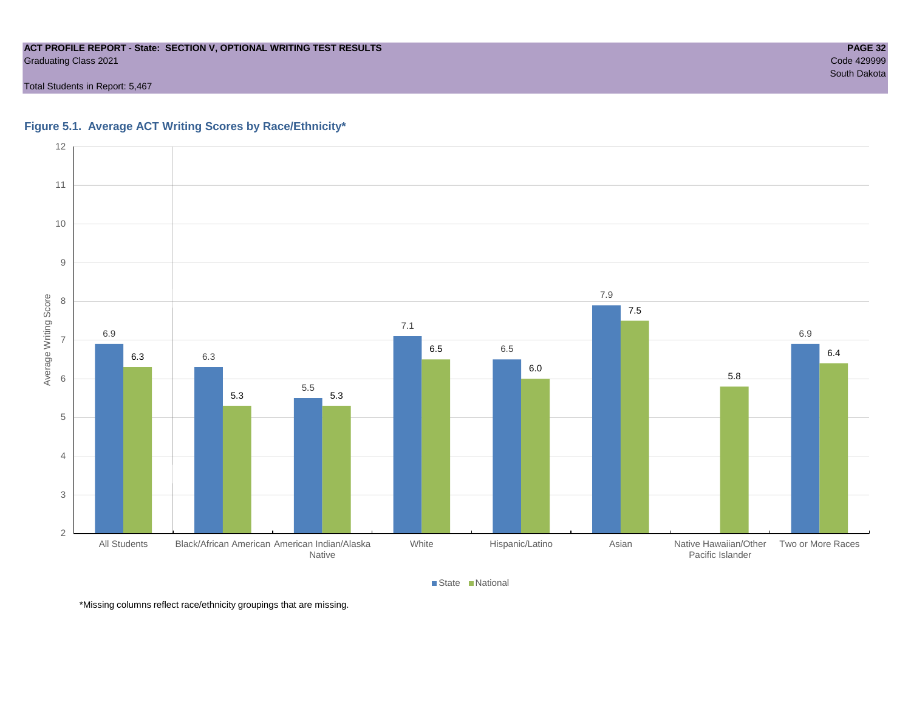ACT PROFILE REPORT - State: SECTION V, OPTIONAL WRITING TEST RESULTS
Graduating Class 2021

Total Students in Report: 5,467

Code 429999
South Dakota

### Figure 5.1. Average ACT Writing Scores by Race/Ethnicity*

| Race/Ethnicity | State | National |
|---|---|---|
| All Students | 6.9 | 6.3 |
| Black/African American | 6.3 | 5.3 |
| American Indian/Alaska Native | 5.5 | 5.3 |
| White | 7.1 | 6.5 |
| Hispanic/Latino | 6.5 | 6.0 |
| Asian | 7.9 | 7.5 |
| Native Hawaiian/Other Pacific Islander | | 5.8 |
| Two or More Races | 6.9 | 6.4 |

*Missing columns reflect race/ethnicity groupings that are missing.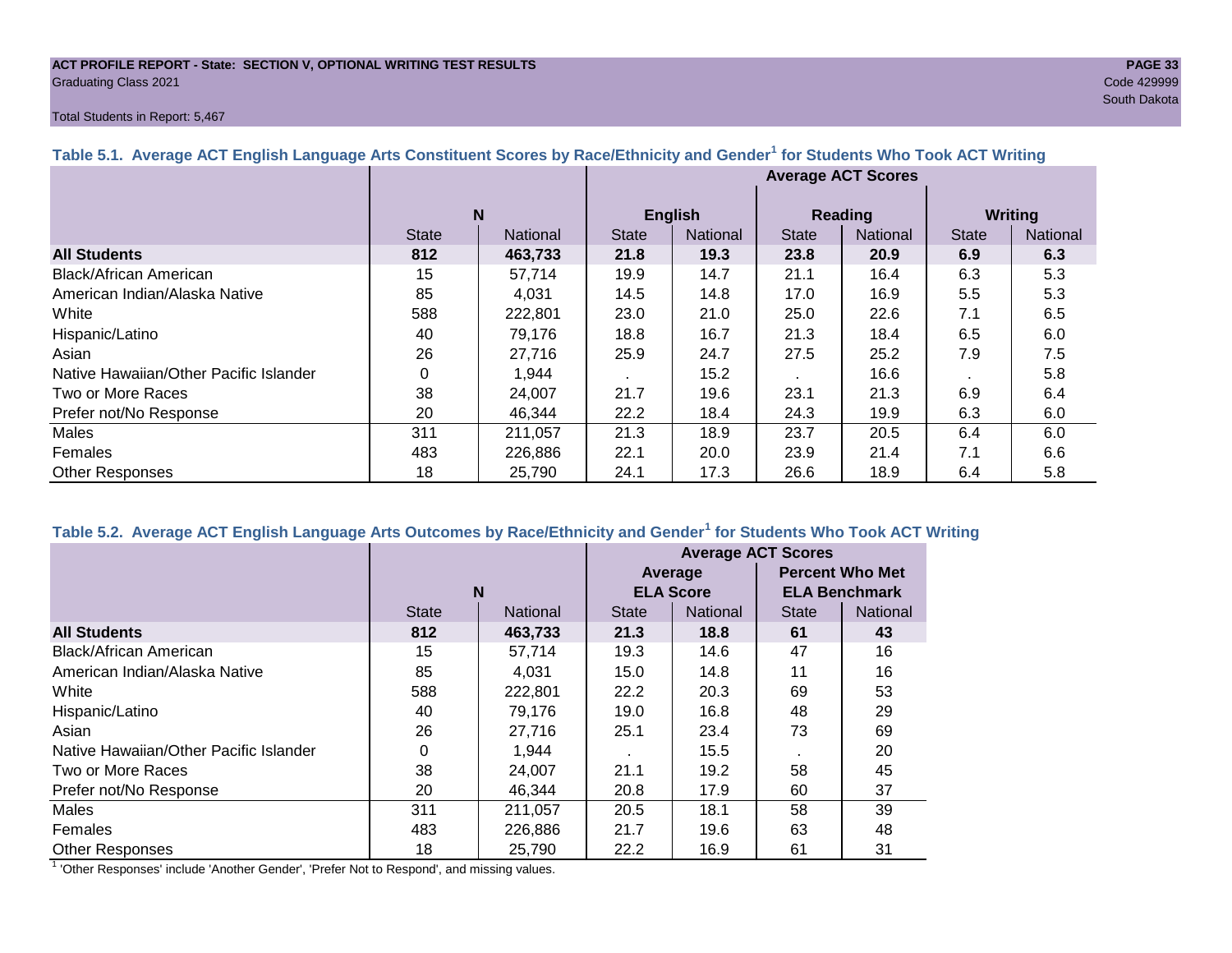ACT PROFILE REPORT - State: SECTION V, OPTIONAL WRITING TEST RESULTS
Graduating Class 2021
Code 429999
South Dakota

Total Students in Report: 5,467

### Table 5.1. Average ACT English Language Arts Constituent Scores by Race/Ethnicity and Gender[1] for Students Who Took ACT Writing

| | N | | Average ACT Scores | | | | | |
|---|---|---|---|---|---|---|---|---|
| | | | English | | Reading | | Writing | |
| | State | National | State | National | State | National | State | National |
| **All Students** | **812** | **463,733** | **21.8** | **19.3** | **23.8** | **20.9** | **6.9** | **6.3** |
| Black/African American | 15 | 57,714 | 19.9 | 14.7 | 21.1 | 16.4 | 6.3 | 5.3 |
| American Indian/Alaska Native | 85 | 4,031 | 14.5 | 14.8 | 17.0 | 16.9 | 5.5 | 5.3 |
| White | 588 | 222,801 | 23.0 | 21.0 | 25.0 | 22.6 | 7.1 | 6.5 |
| Hispanic/Latino | 40 | 79,176 | 18.8 | 16.7 | 21.3 | 18.4 | 6.5 | 6.0 |
| Asian | 26 | 27,716 | 25.9 | 24.7 | 27.5 | 25.2 | 7.9 | 7.5 |
| Native Hawaiian/Other Pacific Islander | 0 | 1,944 | . | 15.2 | . | 16.6 | . | 5.8 |
| Two or More Races | 38 | 24,007 | 21.7 | 19.6 | 23.1 | 21.3 | 6.9 | 6.4 |
| Prefer not/No Response | 20 | 46,344 | 22.2 | 18.4 | 24.3 | 19.9 | 6.3 | 6.0 |
| Males | 311 | 211,057 | 21.3 | 18.9 | 23.7 | 20.5 | 6.4 | 6.0 |
| Females | 483 | 226,886 | 22.1 | 20.0 | 23.9 | 21.4 | 7.1 | 6.6 |
| Other Responses | 18 | 25,790 | 24.1 | 17.3 | 26.6 | 18.9 | 6.4 | 5.8 |

### Table 5.2. Average ACT English Language Arts Outcomes by Race/Ethnicity and Gender[1] for Students Who Took ACT Writing

| | N | | Average ACT Scores | | | |
|---|---|---|---|---|---|---|
| | | | Average ELA Score | | Percent Who Met ELA Benchmark | |
| | State | National | State | National | State | National |
| **All Students** | **812** | **463,733** | **21.3** | **18.8** | **61** | **43** |
| Black/African American | 15 | 57,714 | 19.3 | 14.6 | 47 | 16 |
| American Indian/Alaska Native | 85 | 4,031 | 15.0 | 14.8 | 11 | 16 |
| White | 588 | 222,801 | 22.2 | 20.3 | 69 | 53 |
| Hispanic/Latino | 40 | 79,176 | 19.0 | 16.8 | 48 | 29 |
| Asian | 26 | 27,716 | 25.1 | 23.4 | 73 | 69 |
| Native Hawaiian/Other Pacific Islander | 0 | 1,944 | . | 15.5 | . | 20 |
| Two or More Races | 38 | 24,007 | 21.1 | 19.2 | 58 | 45 |
| Prefer not/No Response | 20 | 46,344 | 20.8 | 17.9 | 60 | 37 |
| Males | 311 | 211,057 | 20.5 | 18.1 | 58 | 39 |
| Females | 483 | 226,886 | 21.7 | 19.6 | 63 | 48 |
| Other Responses | 18 | 25,790 | 22.2 | 16.9 | 61 | 31 |

[1] 'Other Responses' include 'Another Gender', 'Prefer Not to Respond', and missing values.